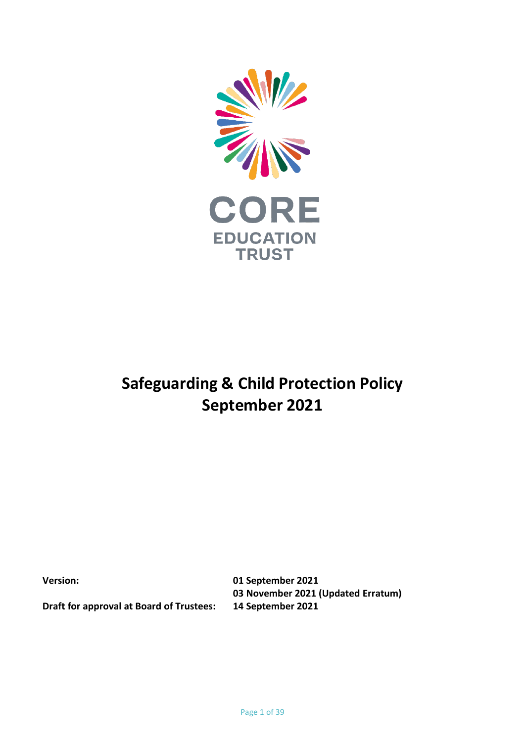CORE
EDUCATION
TRUST

# Safeguarding & Child Protection Policy
# September 2021

| | |
|---|---|
| **Version:** | **01 September 2021** |
| | **03 November 2021 (Updated Erratum)** |
| **Draft for approval at Board of Trustees:** | **14 September 2021** |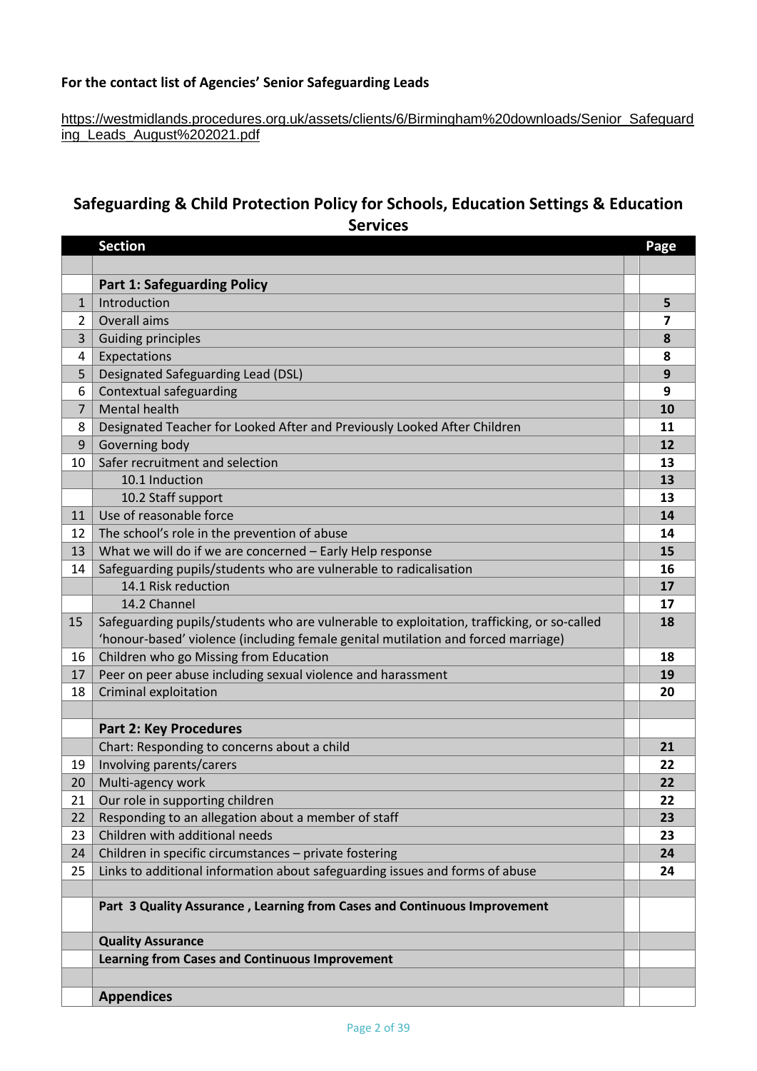**For the contact list of Agencies' Senior Safeguarding Leads**

https://westmidlands.procedures.org.uk/assets/clients/6/Birmingham%20downloads/Senior_Safeguarding_Leads_August%202021.pdf

## Safeguarding & Child Protection Policy for Schools, Education Settings & Education Services

| | Section | | Page |
|---|---|---|---|
| | | | |
| | **Part 1: Safeguarding Policy** | | |
| 1 | Introduction | | **5** |
| 2 | Overall aims | | **7** |
| 3 | Guiding principles | | **8** |
| 4 | Expectations | | **8** |
| 5 | Designated Safeguarding Lead (DSL) | | **9** |
| 6 | Contextual safeguarding | | **9** |
| 7 | Mental health | | **10** |
| 8 | Designated Teacher for Looked After and Previously Looked After Children | | **11** |
| 9 | Governing body | | **12** |
| 10 | Safer recruitment and selection | | **13** |
| | 10.1 Induction | | **13** |
| | 10.2 Staff support | | **13** |
| 11 | Use of reasonable force | | **14** |
| 12 | The school's role in the prevention of abuse | | **14** |
| 13 | What we will do if we are concerned – Early Help response | | **15** |
| 14 | Safeguarding pupils/students who are vulnerable to radicalisation | | **16** |
| | 14.1 Risk reduction | | **17** |
| | 14.2 Channel | | **17** |
| 15 | Safeguarding pupils/students who are vulnerable to exploitation, trafficking, or so-called 'honour-based' violence (including female genital mutilation and forced marriage) | | **18** |
| 16 | Children who go Missing from Education | | **18** |
| 17 | Peer on peer abuse including sexual violence and harassment | | **19** |
| 18 | Criminal exploitation | | **20** |
| | | | |
| | **Part 2: Key Procedures** | | |
| | Chart: Responding to concerns about a child | | **21** |
| 19 | Involving parents/carers | | **22** |
| 20 | Multi-agency work | | **22** |
| 21 | Our role in supporting children | | **22** |
| 22 | Responding to an allegation about a member of staff | | **23** |
| 23 | Children with additional needs | | **23** |
| 24 | Children in specific circumstances – private fostering | | **24** |
| 25 | Links to additional information about safeguarding issues and forms of abuse | | **24** |
| | | | |
| | **Part 3 Quality Assurance , Learning from Cases and Continuous Improvement** | | |
| | **Quality Assurance** | | |
| | **Learning from Cases and Continuous Improvement** | | |
| | | | |
| | **Appendices** | | |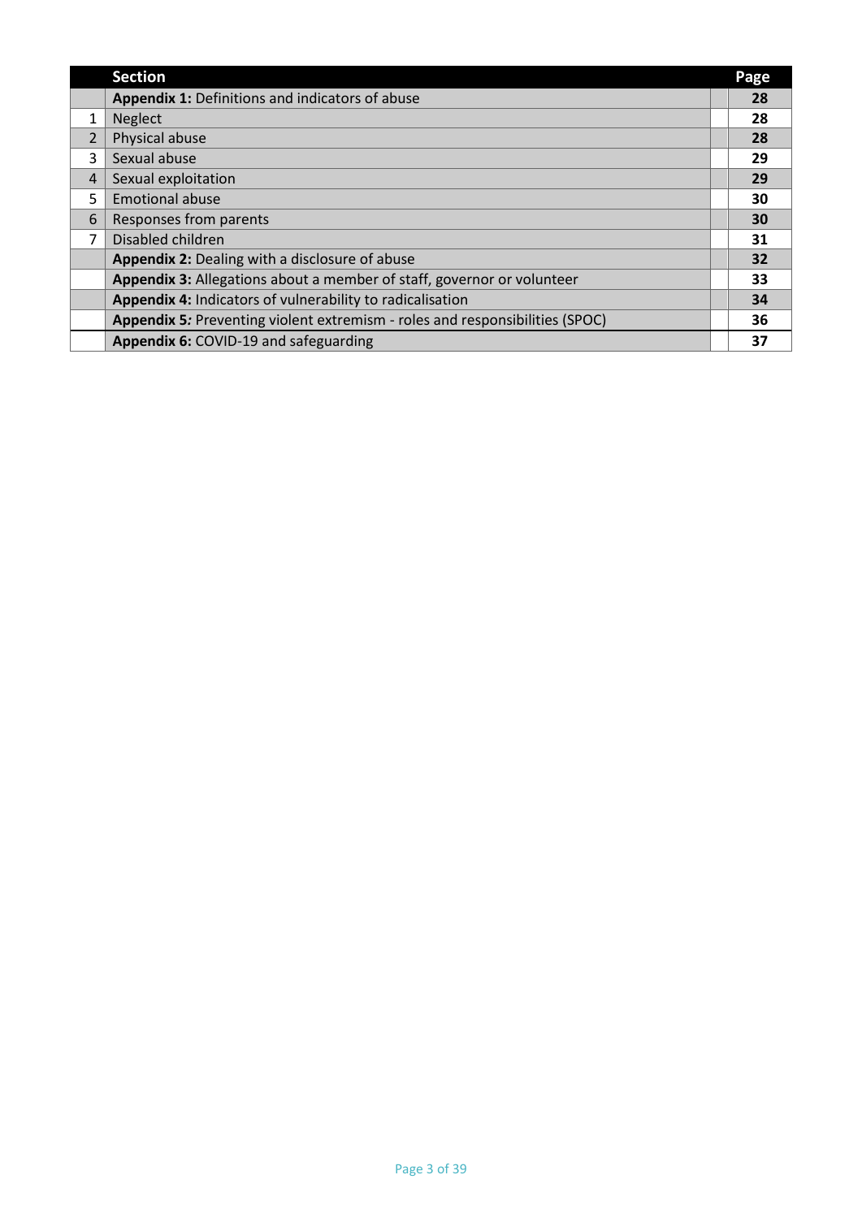| | Section | | Page |
|---|---|---|---|
| | **Appendix 1:** Definitions and indicators of abuse | | **28** |
| 1 | Neglect | | **28** |
| 2 | Physical abuse | | **28** |
| 3 | Sexual abuse | | **29** |
| 4 | Sexual exploitation | | **29** |
| 5 | Emotional abuse | | **30** |
| 6 | Responses from parents | | **30** |
| 7 | Disabled children | | **31** |
| | **Appendix 2:** Dealing with a disclosure of abuse | | **32** |
| | **Appendix 3:** Allegations about a member of staff, governor or volunteer | | **33** |
| | **Appendix 4:** Indicators of vulnerability to radicalisation | | **34** |
| | **Appendix 5***:* Preventing violent extremism - roles and responsibilities (SPOC) | | **36** |
| | **Appendix 6:** COVID-19 and safeguarding | | **37** |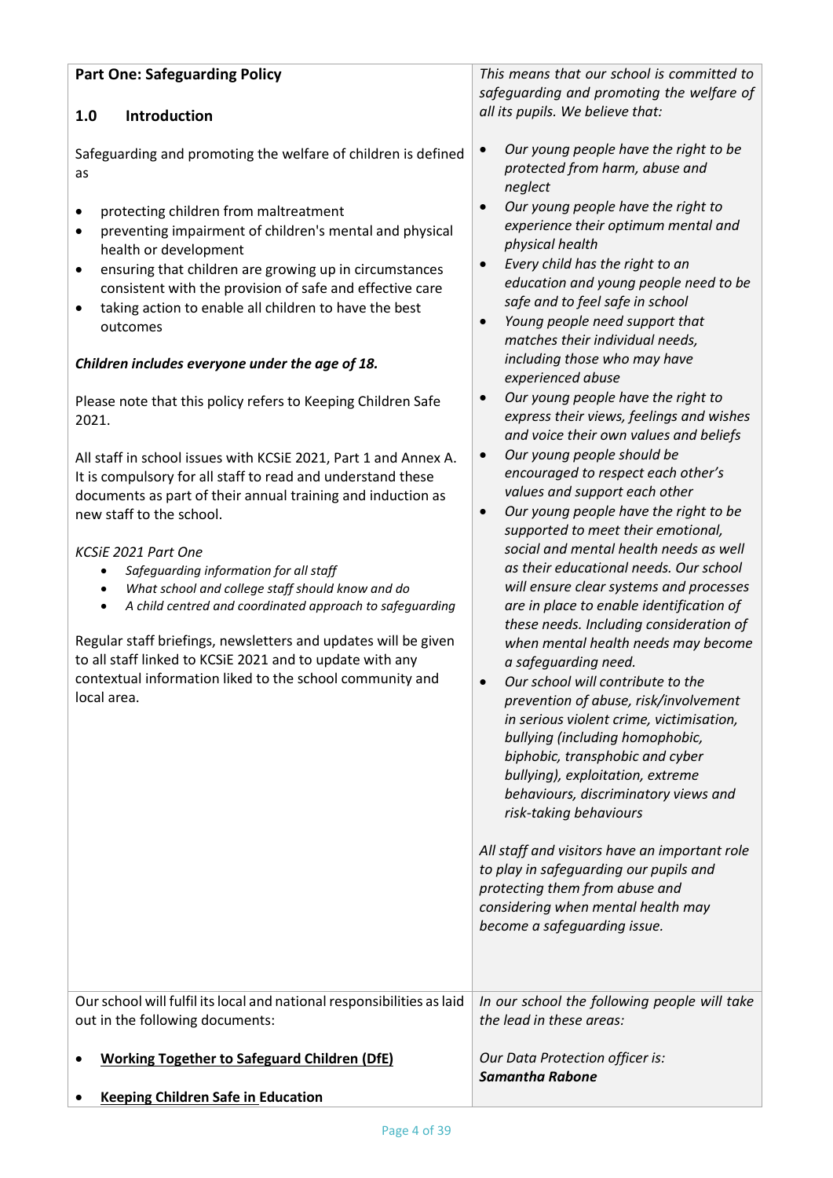## Part One: Safeguarding Policy

### 1.0 Introduction

Safeguarding and promoting the welfare of children is defined as

- protecting children from maltreatment
- preventing impairment of children's mental and physical health or development
- ensuring that children are growing up in circumstances consistent with the provision of safe and effective care
- taking action to enable all children to have the best outcomes

***Children includes everyone under the age of 18.***

Please note that this policy refers to Keeping Children Safe 2021.

All staff in school issues with KCSiE 2021, Part 1 and Annex A. It is compulsory for all staff to read and understand these documents as part of their annual training and induction as new staff to the school.

*KCSiE 2021 Part One*

- *Safeguarding information for all staff*
- *What school and college staff should know and do*
- *A child centred and coordinated approach to safeguarding*

Regular staff briefings, newsletters and updates will be given to all staff linked to KCSiE 2021 and to update with any contextual information liked to the school community and local area.

*This means that our school is committed to safeguarding and promoting the welfare of all its pupils. We believe that:*

- *Our young people have the right to be protected from harm, abuse and neglect*
- *Our young people have the right to experience their optimum mental and physical health*
- *Every child has the right to an education and young people need to be safe and to feel safe in school*
- *Young people need support that matches their individual needs, including those who may have experienced abuse*
- *Our young people have the right to express their views, feelings and wishes and voice their own values and beliefs*
- *Our young people should be encouraged to respect each other's values and support each other*
- *Our young people have the right to be supported to meet their emotional, social and mental health needs as well as their educational needs. Our school will ensure clear systems and processes are in place to enable identification of these needs. Including consideration of when mental health needs may become a safeguarding need.*
- *Our school will contribute to the prevention of abuse, risk/involvement in serious violent crime, victimisation, bullying (including homophobic, biphobic, transphobic and cyber bullying), exploitation, extreme behaviours, discriminatory views and risk-taking behaviours*

*All staff and visitors have an important role to play in safeguarding our pupils and protecting them from abuse and considering when mental health may become a safeguarding issue.*

Our school will fulfil its local and national responsibilities as laid out in the following documents:

- **Working Together to Safeguard Children (DfE)**
- **Keeping Children Safe in Education**

*In our school the following people will take the lead in these areas:*

*Our Data Protection officer is:*
***Samantha Rabone***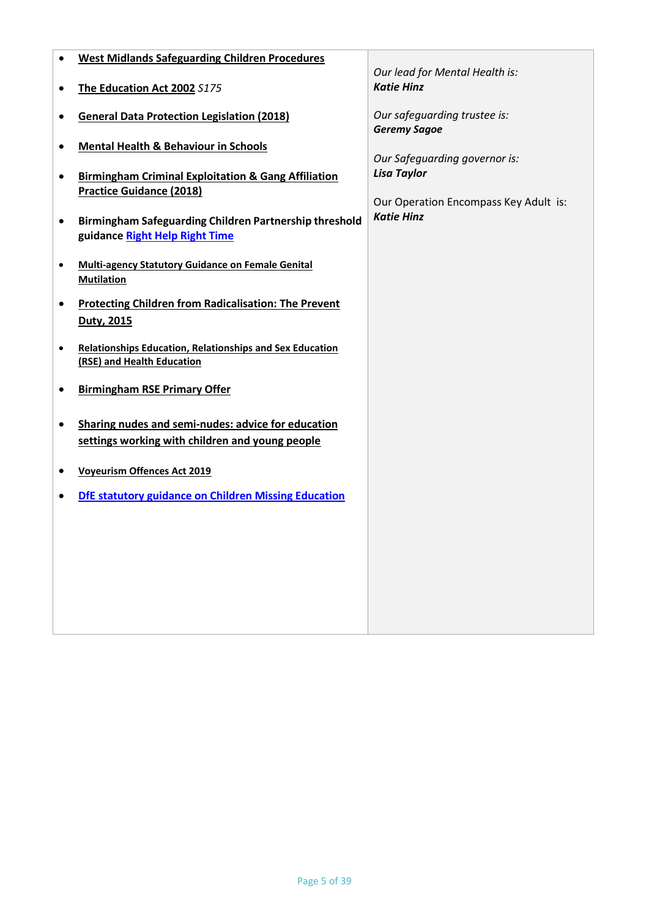| | |
|---|---|
| • **West Midlands Safeguarding Children Procedures**<br><br>• **The Education Act 2002** *S175*<br><br>• **General Data Protection Legislation (2018)**<br><br>• **Mental Health & Behaviour in Schools**<br><br>• **Birmingham Criminal Exploitation & Gang Affiliation Practice Guidance (2018)**<br><br>• **Birmingham Safeguarding Children Partnership threshold guidance Right Help Right Time**<br><br>• **Multi-agency Statutory Guidance on Female Genital Mutilation**<br><br>• **Protecting Children from Radicalisation: The Prevent Duty, 2015**<br><br>• **Relationships Education, Relationships and Sex Education (RSE) and Health Education**<br><br>• **Birmingham RSE Primary Offer**<br><br>• **Sharing nudes and semi-nudes: advice for education settings working with children and young people**<br><br>• **Voyeurism Offences Act 2019**<br><br>• **DfE statutory guidance on Children Missing Education** | *Our lead for Mental Health is:*<br>***Katie Hinz***<br><br>*Our safeguarding trustee is:*<br>***Geremy Sagoe***<br><br>*Our Safeguarding governor is:*<br>***Lisa Taylor***<br><br>Our Operation Encompass Key Adult is:<br>***Katie Hinz*** |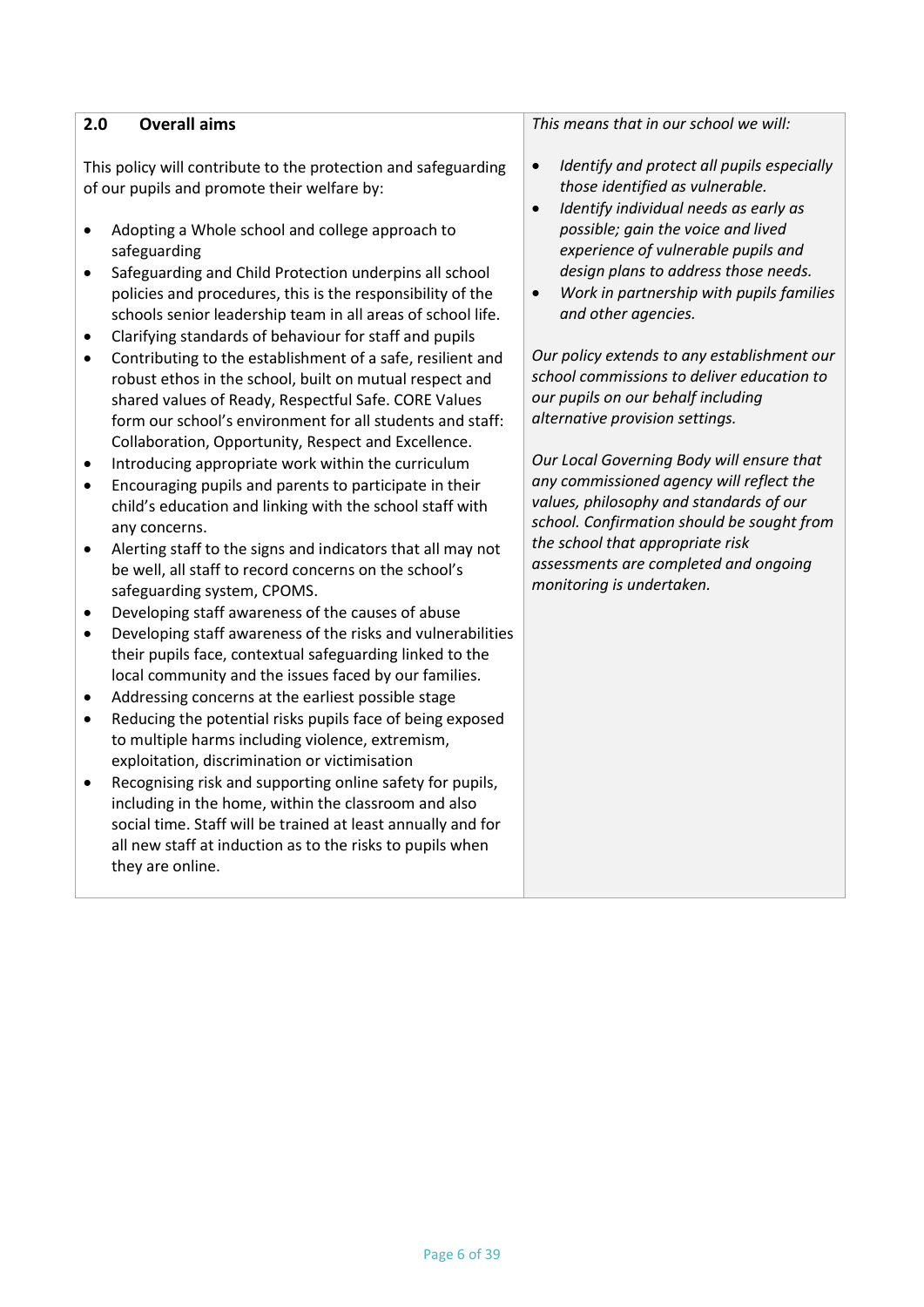## 2.0 Overall aims

This policy will contribute to the protection and safeguarding of our pupils and promote their welfare by:

- Adopting a Whole school and college approach to safeguarding
- Safeguarding and Child Protection underpins all school policies and procedures, this is the responsibility of the schools senior leadership team in all areas of school life.
- Clarifying standards of behaviour for staff and pupils
- Contributing to the establishment of a safe, resilient and robust ethos in the school, built on mutual respect and shared values of Ready, Respectful Safe. CORE Values form our school's environment for all students and staff: Collaboration, Opportunity, Respect and Excellence.
- Introducing appropriate work within the curriculum
- Encouraging pupils and parents to participate in their child's education and linking with the school staff with any concerns.
- Alerting staff to the signs and indicators that all may not be well, all staff to record concerns on the school's safeguarding system, CPOMS.
- Developing staff awareness of the causes of abuse
- Developing staff awareness of the risks and vulnerabilities their pupils face, contextual safeguarding linked to the local community and the issues faced by our families.
- Addressing concerns at the earliest possible stage
- Reducing the potential risks pupils face of being exposed to multiple harms including violence, extremism, exploitation, discrimination or victimisation
- Recognising risk and supporting online safety for pupils, including in the home, within the classroom and also social time. Staff will be trained at least annually and for all new staff at induction as to the risks to pupils when they are online.

*This means that in our school we will:*

- *Identify and protect all pupils especially those identified as vulnerable.*
- *Identify individual needs as early as possible; gain the voice and lived experience of vulnerable pupils and design plans to address those needs.*
- *Work in partnership with pupils families and other agencies.*

*Our policy extends to any establishment our school commissions to deliver education to our pupils on our behalf including alternative provision settings.*

*Our Local Governing Body will ensure that any commissioned agency will reflect the values, philosophy and standards of our school. Confirmation should be sought from the school that appropriate risk assessments are completed and ongoing monitoring is undertaken.*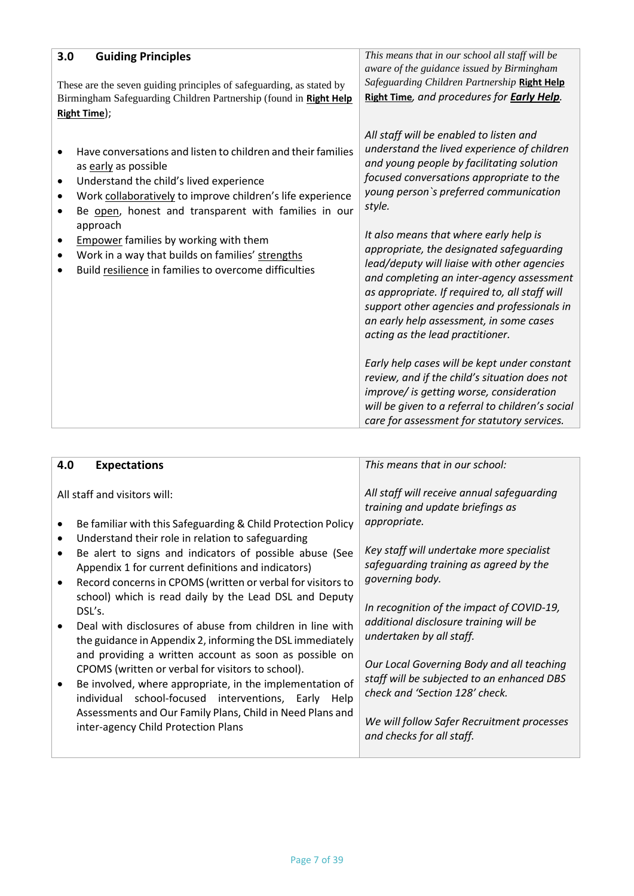| **3.0 Guiding Principles** | *This means that in our school all staff will be aware of the guidance issued by Birmingham Safeguarding Children Partnership* ***Right Help Right Time****, and procedures for* ***Early Help****.* |
|---|---|
| These are the seven guiding principles of safeguarding, as stated by Birmingham Safeguarding Children Partnership (found in **Right Help Right Time**);<br><br>• Have conversations and listen to children and their families as early as possible<br>• Understand the child's lived experience<br>• Work collaboratively to improve children's life experience<br>• Be open, honest and transparent with families in our approach<br>• Empower families by working with them<br>• Work in a way that builds on families' strengths<br>• Build resilience in families to overcome difficulties | *All staff will be enabled to listen and understand the lived experience of children and young people by facilitating solution focused conversations appropriate to the young person`s preferred communication style.*<br><br>*It also means that where early help is appropriate, the designated safeguarding lead/deputy will liaise with other agencies and completing an inter-agency assessment as appropriate. If required to, all staff will support other agencies and professionals in an early help assessment, in some cases acting as the lead practitioner.*<br><br>*Early help cases will be kept under constant review, and if the child's situation does not improve/ is getting worse, consideration will be given to a referral to children's social care for assessment for statutory services.* |

| **4.0 Expectations** | *This means that in our school:* |
|---|---|
| All staff and visitors will:<br><br>• Be familiar with this Safeguarding & Child Protection Policy<br>• Understand their role in relation to safeguarding<br>• Be alert to signs and indicators of possible abuse (See Appendix 1 for current definitions and indicators)<br>• Record concerns in CPOMS (written or verbal for visitors to school) which is read daily by the Lead DSL and Deputy DSL's.<br>• Deal with disclosures of abuse from children in line with the guidance in Appendix 2, informing the DSL immediately and providing a written account as soon as possible on CPOMS (written or verbal for visitors to school).<br>• Be involved, where appropriate, in the implementation of individual school-focused interventions, Early Help Assessments and Our Family Plans, Child in Need Plans and inter-agency Child Protection Plans | *All staff will receive annual safeguarding training and update briefings as appropriate.*<br><br>*Key staff will undertake more specialist safeguarding training as agreed by the governing body.*<br><br>*In recognition of the impact of COVID-19, additional disclosure training will be undertaken by all staff.*<br><br>*Our Local Governing Body and all teaching staff will be subjected to an enhanced DBS check and 'Section 128' check.*<br><br>*We will follow Safer Recruitment processes and checks for all staff.* |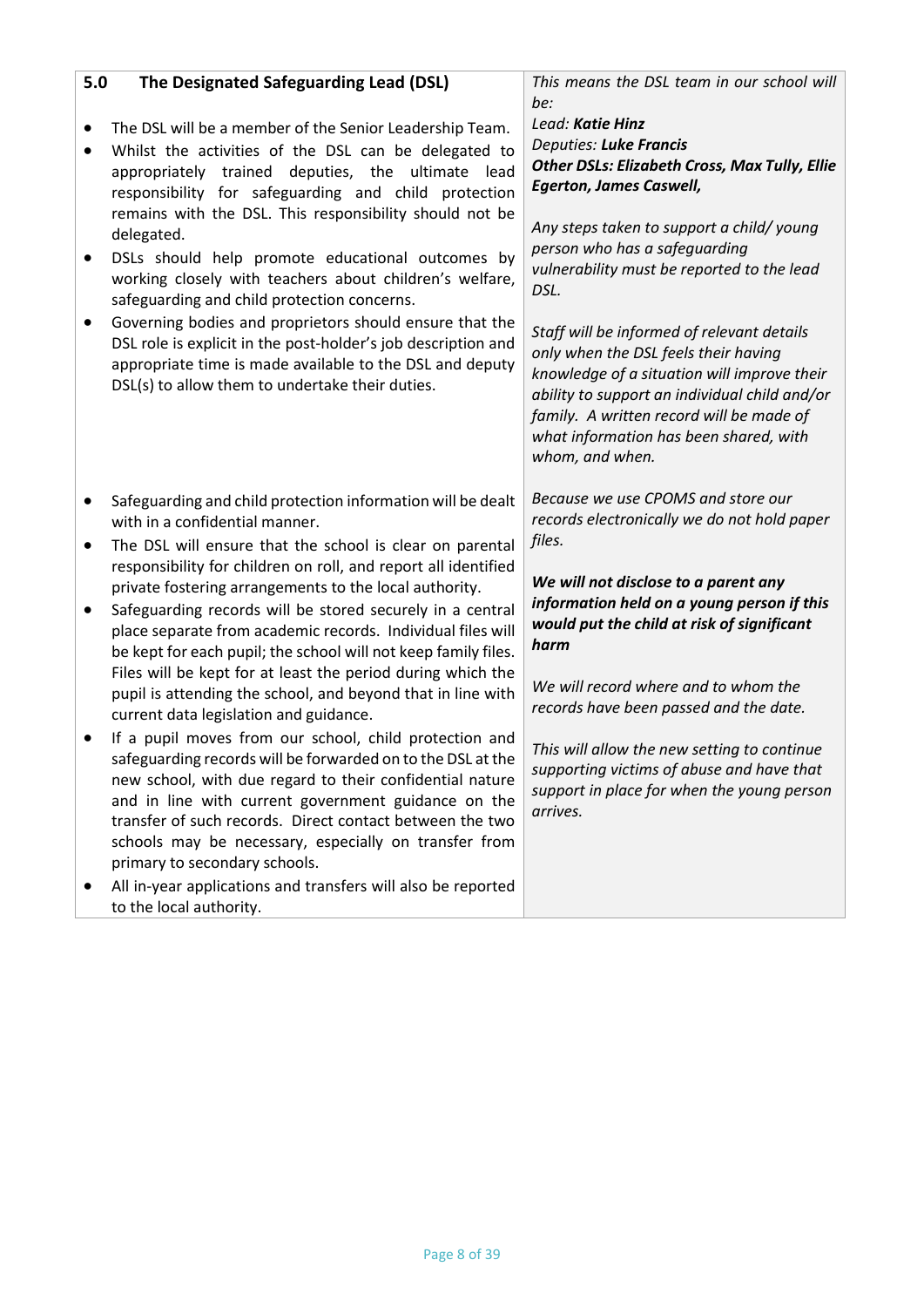| **5.0 The Designated Safeguarding Lead (DSL)** | *This means the DSL team in our school will be:* |
|---|---|
| • The DSL will be a member of the Senior Leadership Team.<br>• Whilst the activities of the DSL can be delegated to appropriately trained deputies, the ultimate lead responsibility for safeguarding and child protection remains with the DSL. This responsibility should not be delegated.<br>• DSLs should help promote educational outcomes by working closely with teachers about children's welfare, safeguarding and child protection concerns.<br>• Governing bodies and proprietors should ensure that the DSL role is explicit in the post-holder's job description and appropriate time is made available to the DSL and deputy DSL(s) to allow them to undertake their duties. | *Lead: **Katie Hinz***<br>*Deputies: **Luke Francis***<br>***Other DSLs: Elizabeth Cross, Max Tully, Ellie Egerton, James Caswell,***<br><br>*Any steps taken to support a child/ young person who has a safeguarding vulnerability must be reported to the lead DSL.*<br><br>*Staff will be informed of relevant details only when the DSL feels their having knowledge of a situation will improve their ability to support an individual child and/or family. A written record will be made of what information has been shared, with whom, and when.* |
| • Safeguarding and child protection information will be dealt with in a confidential manner.<br>• The DSL will ensure that the school is clear on parental responsibility for children on roll, and report all identified private fostering arrangements to the local authority.<br>• Safeguarding records will be stored securely in a central place separate from academic records. Individual files will be kept for each pupil; the school will not keep family files. Files will be kept for at least the period during which the pupil is attending the school, and beyond that in line with current data legislation and guidance.<br>• If a pupil moves from our school, child protection and safeguarding records will be forwarded on to the DSL at the new school, with due regard to their confidential nature and in line with current government guidance on the transfer of such records. Direct contact between the two schools may be necessary, especially on transfer from primary to secondary schools.<br>• All in-year applications and transfers will also be reported to the local authority. | *Because we use CPOMS and store our records electronically we do not hold paper files.*<br><br>***We will not disclose to a parent any information held on a young person if this would put the child at risk of significant harm***<br><br>*We will record where and to whom the records have been passed and the date.*<br><br>*This will allow the new setting to continue supporting victims of abuse and have that support in place for when the young person arrives.* |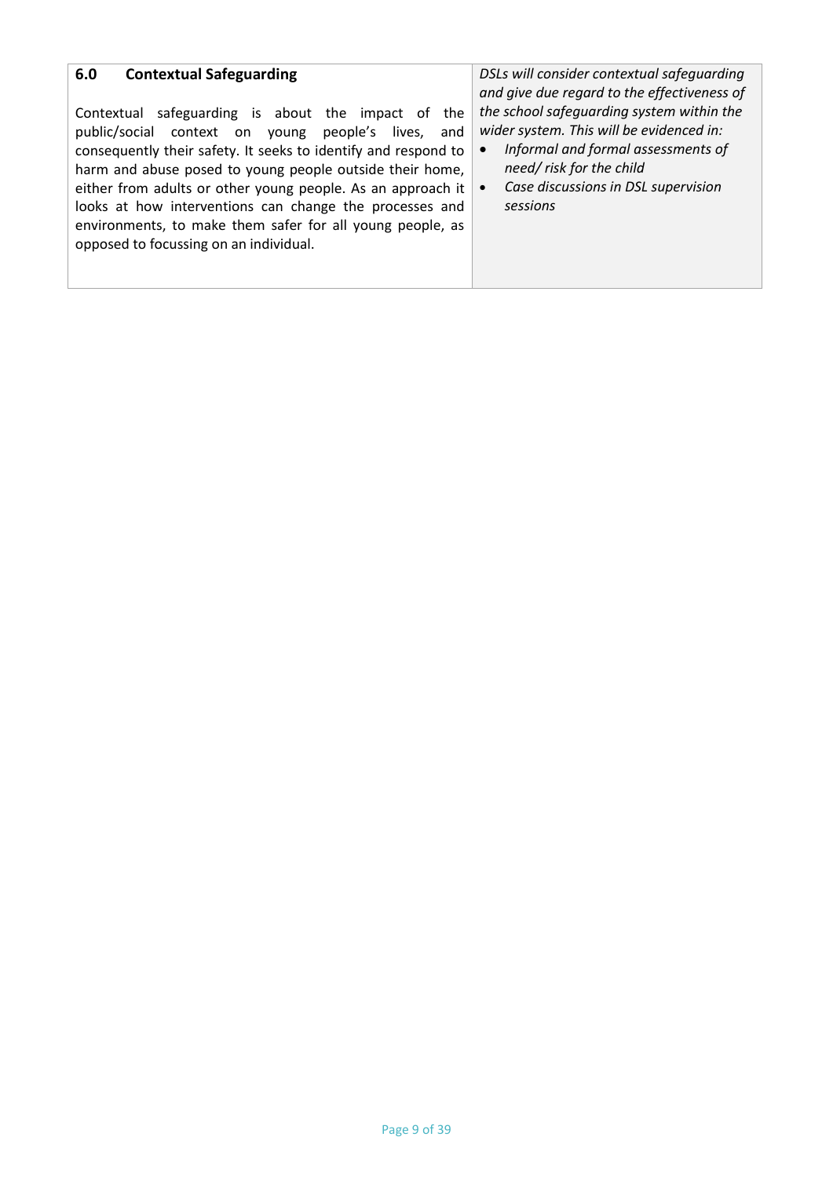| **6.0 Contextual Safeguarding**<br><br>Contextual safeguarding is about the impact of the public/social context on young people's lives, and consequently their safety. It seeks to identify and respond to harm and abuse posed to young people outside their home, either from adults or other young people. As an approach it looks at how interventions can change the processes and environments, to make them safer for all young people, as opposed to focussing on an individual. | *DSLs will consider contextual safeguarding and give due regard to the effectiveness of the school safeguarding system within the wider system. This will be evidenced in:*<br>• *Informal and formal assessments of need/ risk for the child*<br>• *Case discussions in DSL supervision sessions* |
|---|---|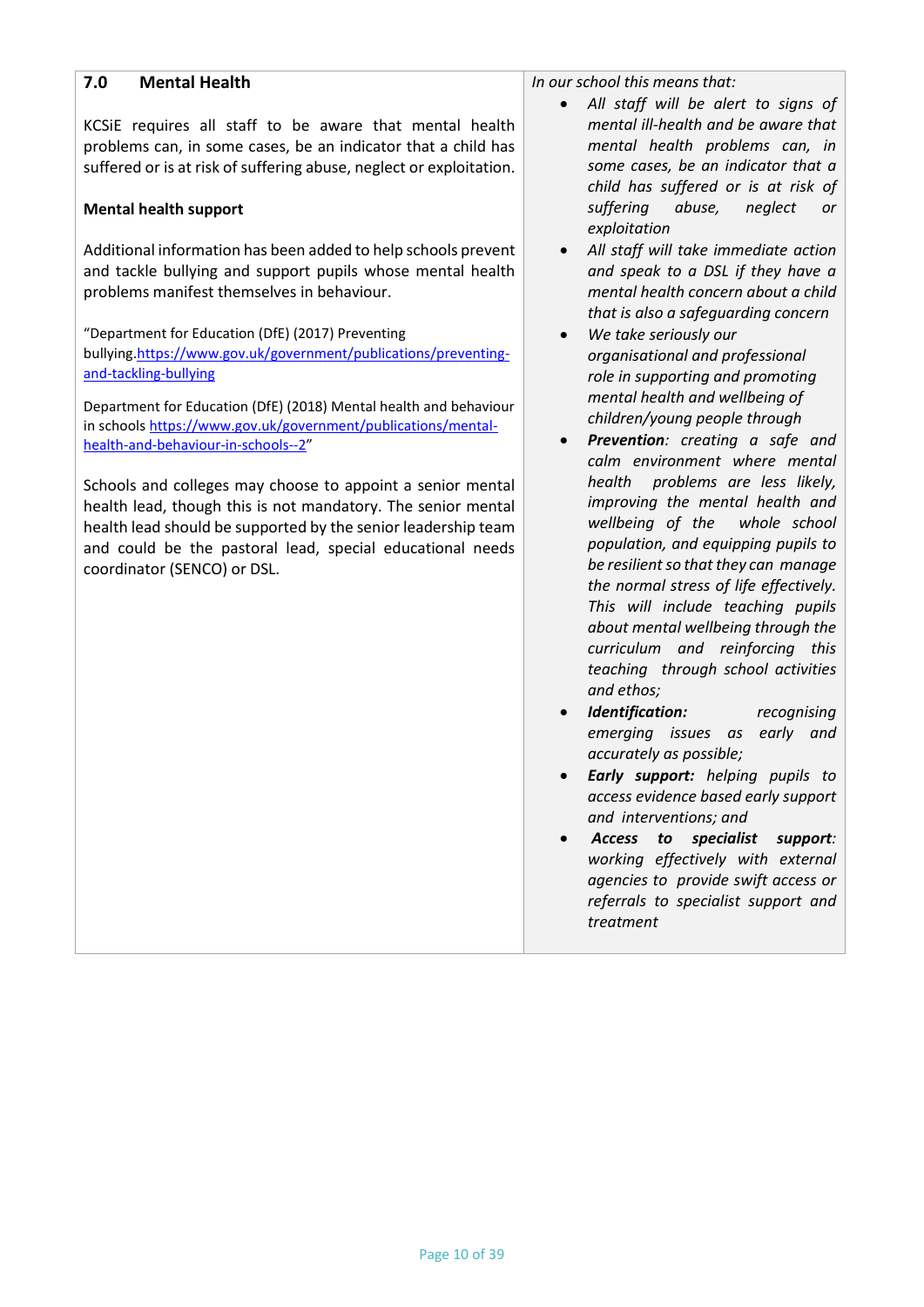## 7.0 Mental Health

KCSiE requires all staff to be aware that mental health problems can, in some cases, be an indicator that a child has suffered or is at risk of suffering abuse, neglect or exploitation.

**Mental health support**

Additional information has been added to help schools prevent and tackle bullying and support pupils whose mental health problems manifest themselves in behaviour.

"Department for Education (DfE) (2017) Preventing bullying.https://www.gov.uk/government/publications/preventing-and-tackling-bullying

Department for Education (DfE) (2018) Mental health and behaviour in schools https://www.gov.uk/government/publications/mental-health-and-behaviour-in-schools--2"

Schools and colleges may choose to appoint a senior mental health lead, though this is not mandatory. The senior mental health lead should be supported by the senior leadership team and could be the pastoral lead, special educational needs coordinator (SENCO) or DSL.

*In our school this means that:*

- *All staff will be alert to signs of mental ill-health and be aware that mental health problems can, in some cases, be an indicator that a child has suffered or is at risk of suffering abuse, neglect or exploitation*
- *All staff will take immediate action and speak to a DSL if they have a mental health concern about a child that is also a safeguarding concern*
- *We take seriously our organisational and professional role in supporting and promoting mental health and wellbeing of children/young people through*
- ***Prevention**: creating a safe and calm environment where mental health problems are less likely, improving the mental health and wellbeing of the whole school population, and equipping pupils to be resilient so that they can manage the normal stress of life effectively. This will include teaching pupils about mental wellbeing through the curriculum and reinforcing this teaching through school activities and ethos;*
- ***Identification:** recognising emerging issues as early and accurately as possible;*
- ***Early support:** helping pupils to access evidence based early support and interventions; and*
- ***Access to specialist support**: working effectively with external agencies to provide swift access or referrals to specialist support and treatment*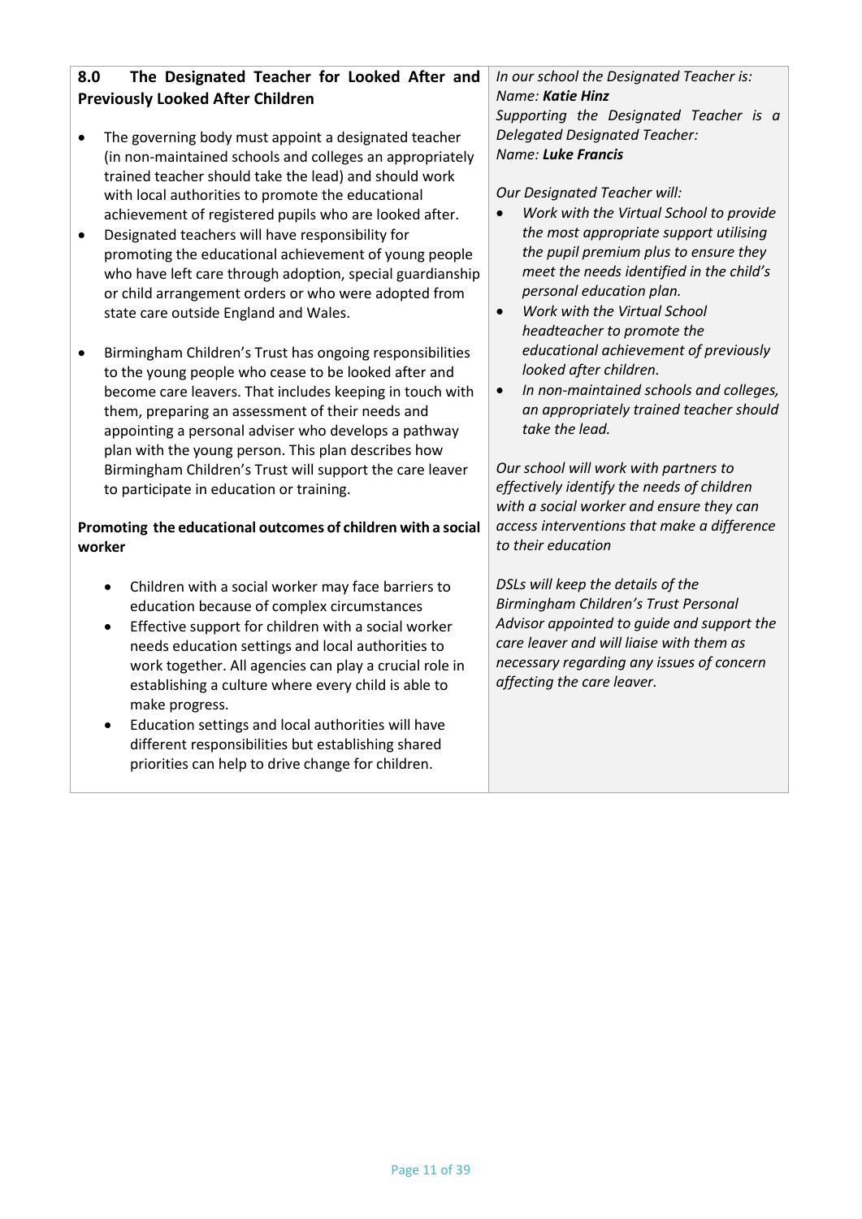**8.0 The Designated Teacher for Looked After and Previously Looked After Children**

- The governing body must appoint a designated teacher (in non-maintained schools and colleges an appropriately trained teacher should take the lead) and should work with local authorities to promote the educational achievement of registered pupils who are looked after.
- Designated teachers will have responsibility for promoting the educational achievement of young people who have left care through adoption, special guardianship or child arrangement orders or who were adopted from state care outside England and Wales.

- Birmingham Children's Trust has ongoing responsibilities to the young people who cease to be looked after and become care leavers. That includes keeping in touch with them, preparing an assessment of their needs and appointing a personal adviser who develops a pathway plan with the young person. This plan describes how Birmingham Children's Trust will support the care leaver to participate in education or training.

**Promoting the educational outcomes of children with a social worker**

- Children with a social worker may face barriers to education because of complex circumstances
- Effective support for children with a social worker needs education settings and local authorities to work together. All agencies can play a crucial role in establishing a culture where every child is able to make progress.
- Education settings and local authorities will have different responsibilities but establishing shared priorities can help to drive change for children.

*In our school the Designated Teacher is:*
*Name:* ***Katie Hinz***
*Supporting the Designated Teacher is a Delegated Designated Teacher:*
*Name:* ***Luke Francis***

*Our Designated Teacher will:*

- *Work with the Virtual School to provide the most appropriate support utilising the pupil premium plus to ensure they meet the needs identified in the child's personal education plan.*
- *Work with the Virtual School headteacher to promote the educational achievement of previously looked after children.*
- *In non-maintained schools and colleges, an appropriately trained teacher should take the lead.*

*Our school will work with partners to effectively identify the needs of children with a social worker and ensure they can access interventions that make a difference to their education*

*DSLs will keep the details of the Birmingham Children's Trust Personal Advisor appointed to guide and support the care leaver and will liaise with them as necessary regarding any issues of concern affecting the care leaver.*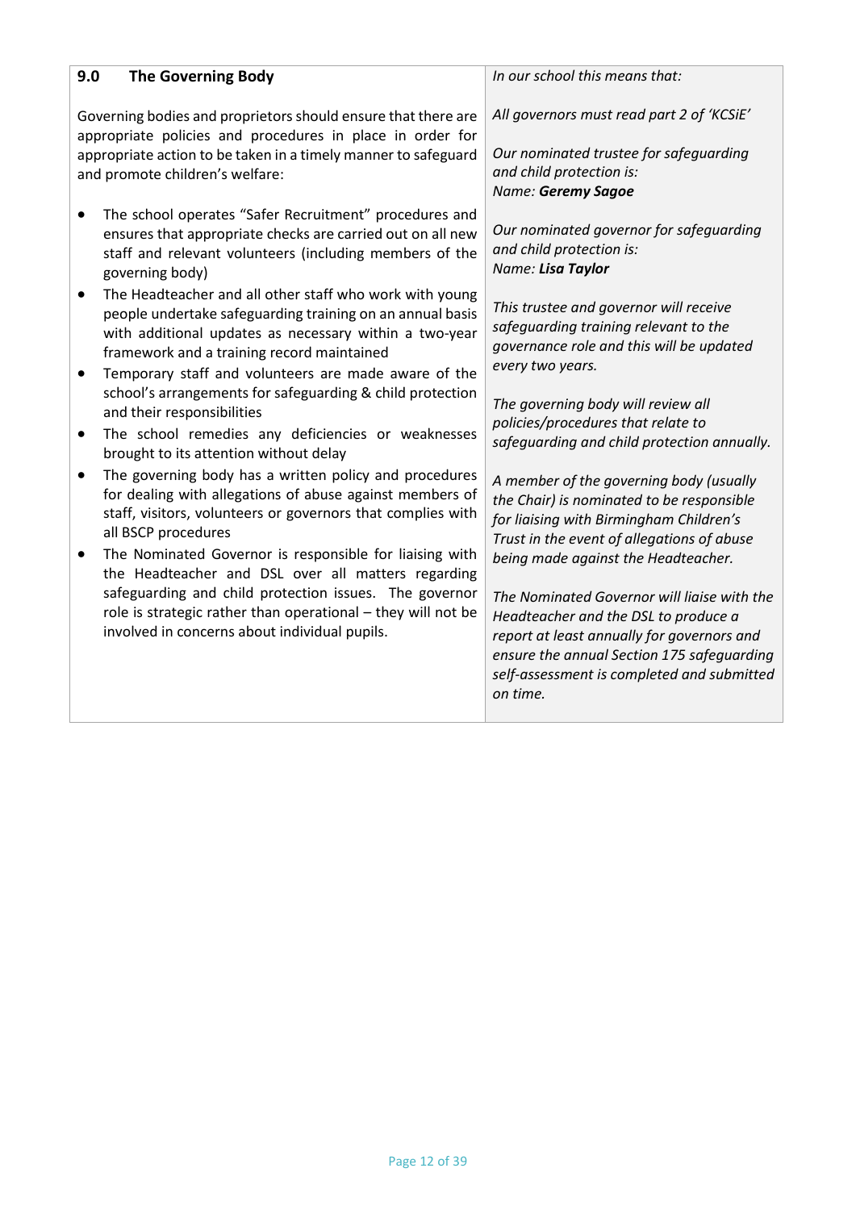| **9.0 The Governing Body** | *In our school this means that:* |
| --- | --- |
| Governing bodies and proprietors should ensure that there are appropriate policies and procedures in place in order for appropriate action to be taken in a timely manner to safeguard and promote children's welfare:<br><br>• The school operates "Safer Recruitment" procedures and ensures that appropriate checks are carried out on all new staff and relevant volunteers (including members of the governing body)<br>• The Headteacher and all other staff who work with young people undertake safeguarding training on an annual basis with additional updates as necessary within a two-year framework and a training record maintained<br>• Temporary staff and volunteers are made aware of the school's arrangements for safeguarding & child protection and their responsibilities<br>• The school remedies any deficiencies or weaknesses brought to its attention without delay<br>• The governing body has a written policy and procedures for dealing with allegations of abuse against members of staff, visitors, volunteers or governors that complies with all BSCP procedures<br>• The Nominated Governor is responsible for liaising with the Headteacher and DSL over all matters regarding safeguarding and child protection issues. The governor role is strategic rather than operational – they will not be involved in concerns about individual pupils. | *All governors must read part 2 of 'KCSiE'*<br><br>*Our nominated trustee for safeguarding and child protection is:*<br>*Name:* ***Geremy Sagoe***<br><br>*Our nominated governor for safeguarding and child protection is:*<br>*Name:* ***Lisa Taylor***<br><br>*This trustee and governor will receive safeguarding training relevant to the governance role and this will be updated every two years.*<br><br>*The governing body will review all policies/procedures that relate to safeguarding and child protection annually.*<br><br>*A member of the governing body (usually the Chair) is nominated to be responsible for liaising with Birmingham Children's Trust in the event of allegations of abuse being made against the Headteacher.*<br><br>*The Nominated Governor will liaise with the Headteacher and the DSL to produce a report at least annually for governors and ensure the annual Section 175 safeguarding self-assessment is completed and submitted on time.* |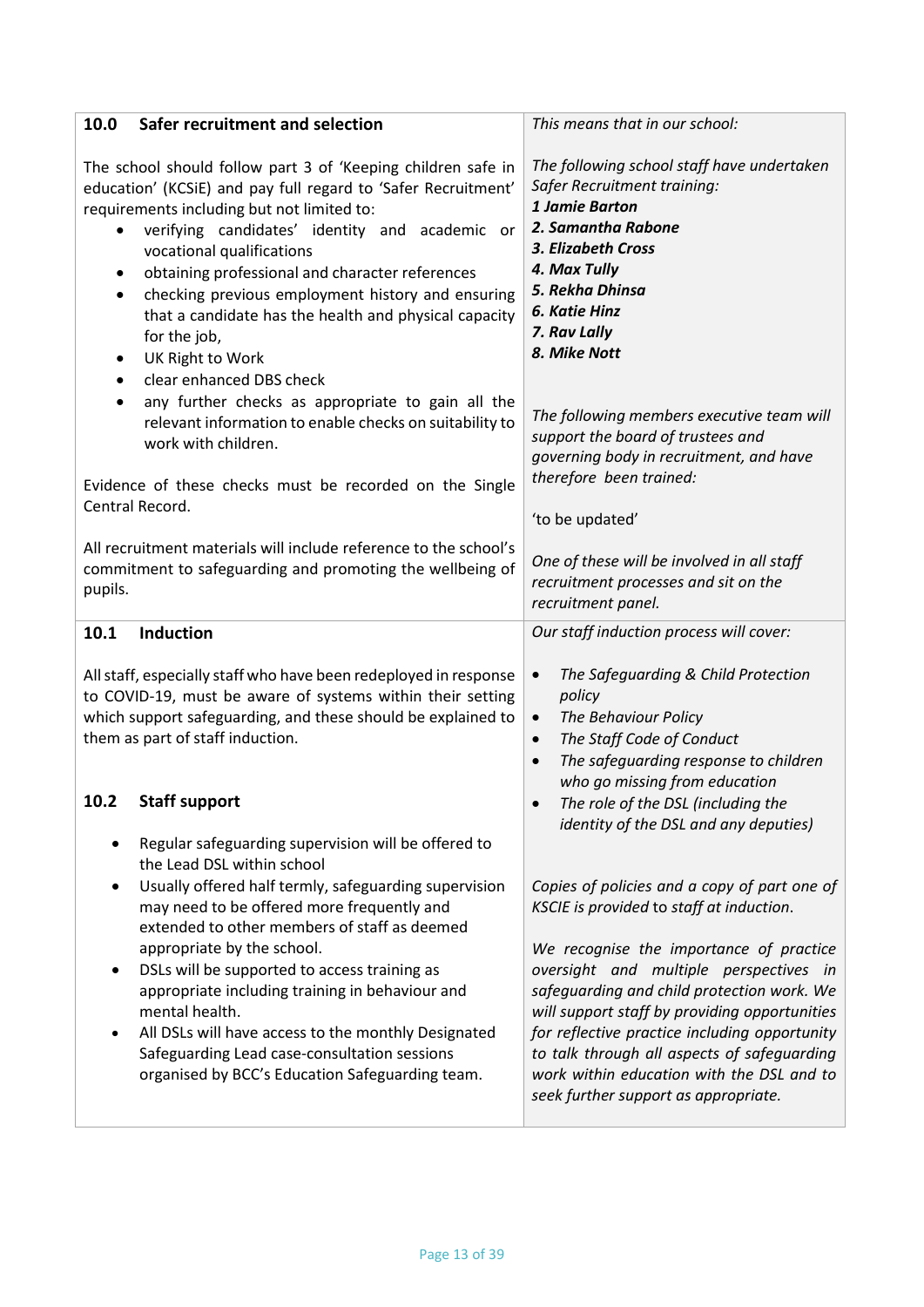| 10.0 Safer recruitment and selection | *This means that in our school:* |
|---|---|
| The school should follow part 3 of 'Keeping children safe in education' (KCSiE) and pay full regard to 'Safer Recruitment' requirements including but not limited to:<br>• verifying candidates' identity and academic or vocational qualifications<br>• obtaining professional and character references<br>• checking previous employment history and ensuring that a candidate has the health and physical capacity for the job,<br>• UK Right to Work<br>• clear enhanced DBS check<br>• any further checks as appropriate to gain all the relevant information to enable checks on suitability to work with children.<br><br>Evidence of these checks must be recorded on the Single Central Record.<br><br>All recruitment materials will include reference to the school's commitment to safeguarding and promoting the wellbeing of pupils. | *The following school staff have undertaken Safer Recruitment training:*<br>***1 Jamie Barton***<br>***2. Samantha Rabone***<br>***3. Elizabeth Cross***<br>***4. Max Tully***<br>***5. Rekha Dhinsa***<br>***6. Katie Hinz***<br>***7. Rav Lally***<br>***8. Mike Nott***<br><br>*The following members executive team will support the board of trustees and governing body in recruitment, and have therefore been trained:*<br><br>'to be updated'<br><br>*One of these will be involved in all staff recruitment processes and sit on the recruitment panel.* |
| **10.1 Induction**<br><br>All staff, especially staff who have been redeployed in response to COVID-19, must be aware of systems within their setting which support safeguarding, and these should be explained to them as part of staff induction.<br><br>**10.2 Staff support**<br><br>• Regular safeguarding supervision will be offered to the Lead DSL within school<br>• Usually offered half termly, safeguarding supervision may need to be offered more frequently and extended to other members of staff as deemed appropriate by the school.<br>• DSLs will be supported to access training as appropriate including training in behaviour and mental health.<br>• All DSLs will have access to the monthly Designated Safeguarding Lead case-consultation sessions organised by BCC's Education Safeguarding team. | *Our staff induction process will cover:*<br><br>• *The Safeguarding & Child Protection policy*<br>• *The Behaviour Policy*<br>• *The Staff Code of Conduct*<br>• *The safeguarding response to children who go missing from education*<br>• *The role of the DSL (including the identity of the DSL and any deputies)*<br><br>*Copies of policies and a copy of part one of KSCIE is provided to staff at induction.*<br><br>*We recognise the importance of practice oversight and multiple perspectives in safeguarding and child protection work. We will support staff by providing opportunities for reflective practice including opportunity to talk through all aspects of safeguarding work within education with the DSL and to seek further support as appropriate.* |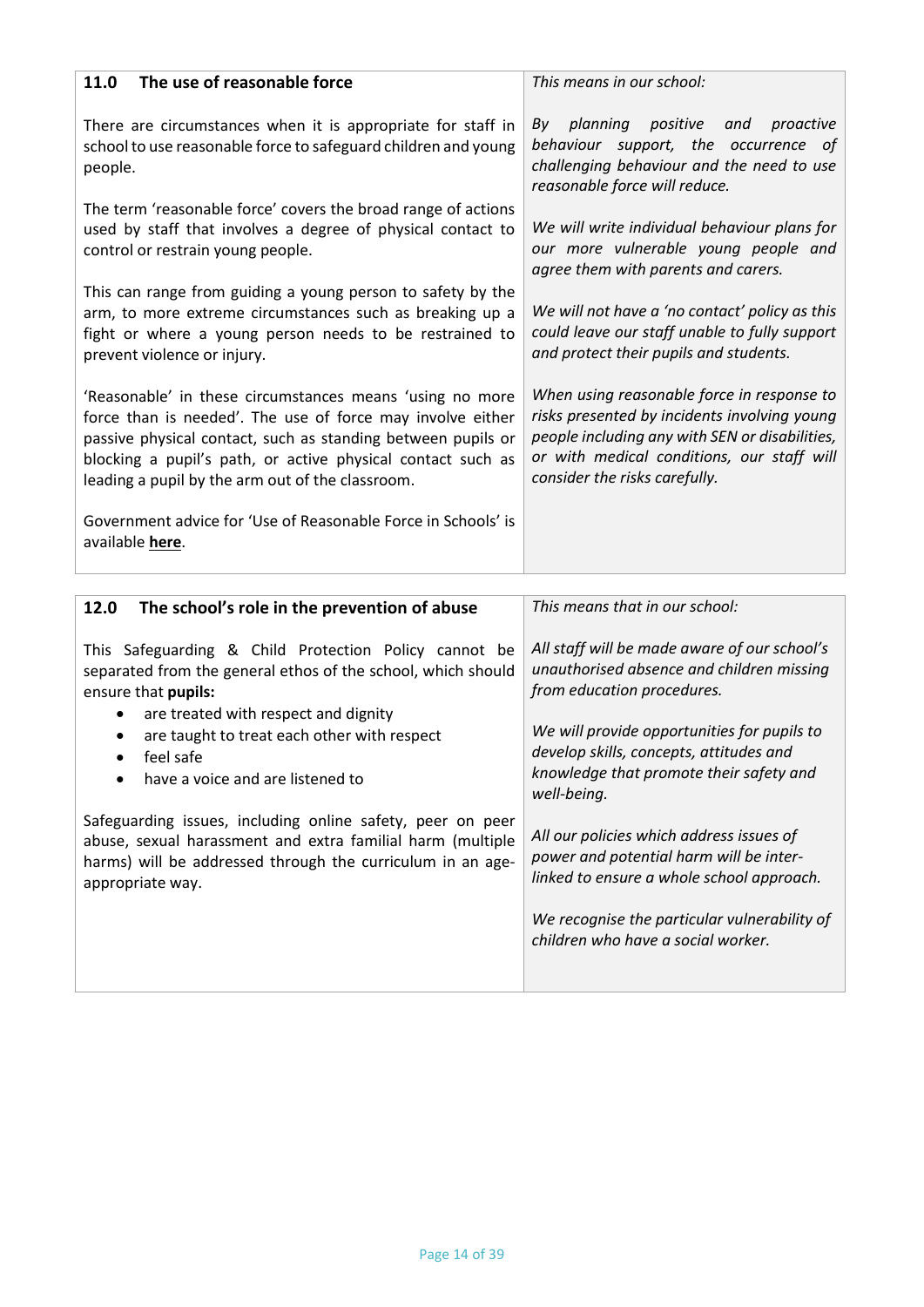## 11.0 The use of reasonable force

There are circumstances when it is appropriate for staff in school to use reasonable force to safeguard children and young people.

The term 'reasonable force' covers the broad range of actions used by staff that involves a degree of physical contact to control or restrain young people.

This can range from guiding a young person to safety by the arm, to more extreme circumstances such as breaking up a fight or where a young person needs to be restrained to prevent violence or injury.

'Reasonable' in these circumstances means 'using no more force than is needed'. The use of force may involve either passive physical contact, such as standing between pupils or blocking a pupil's path, or active physical contact such as leading a pupil by the arm out of the classroom.

Government advice for 'Use of Reasonable Force in Schools' is available **here**.

*This means in our school:*

*By planning positive and proactive behaviour support, the occurrence of challenging behaviour and the need to use reasonable force will reduce.*

*We will write individual behaviour plans for our more vulnerable young people and agree them with parents and carers.*

*We will not have a 'no contact' policy as this could leave our staff unable to fully support and protect their pupils and students.*

*When using reasonable force in response to risks presented by incidents involving young people including any with SEN or disabilities, or with medical conditions, our staff will consider the risks carefully.*

## 12.0 The school's role in the prevention of abuse

This Safeguarding & Child Protection Policy cannot be separated from the general ethos of the school, which should ensure that **pupils:**

- are treated with respect and dignity
- are taught to treat each other with respect
- feel safe
- have a voice and are listened to

Safeguarding issues, including online safety, peer on peer abuse, sexual harassment and extra familial harm (multiple harms) will be addressed through the curriculum in an age-appropriate way.

*This means that in our school:*

*All staff will be made aware of our school's unauthorised absence and children missing from education procedures.*

*We will provide opportunities for pupils to develop skills, concepts, attitudes and knowledge that promote their safety and well-being.*

*All our policies which address issues of power and potential harm will be inter-linked to ensure a whole school approach.*

*We recognise the particular vulnerability of children who have a social worker.*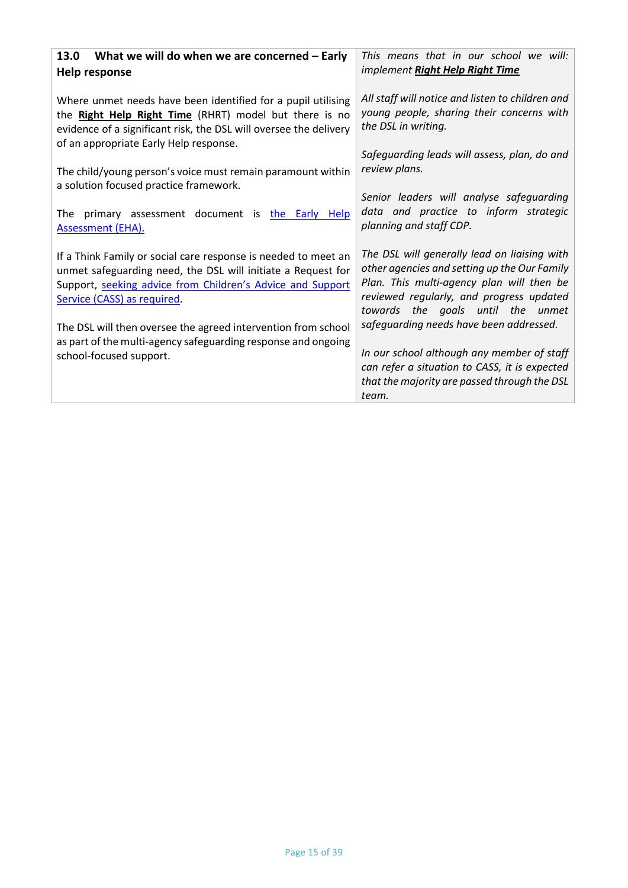| **13.0 What we will do when we are concerned – Early Help response** | *This means that in our school we will: implement* ***Right Help Right Time*** |
|---|---|
| Where unmet needs have been identified for a pupil utilising the **Right Help Right Time** (RHRT) model but there is no evidence of a significant risk, the DSL will oversee the delivery of an appropriate Early Help response.<br><br>The child/young person's voice must remain paramount within a solution focused practice framework.<br><br>The primary assessment document is the Early Help Assessment (EHA).<br><br>If a Think Family or social care response is needed to meet an unmet safeguarding need, the DSL will initiate a Request for Support, seeking advice from Children's Advice and Support Service (CASS) as required.<br><br>The DSL will then oversee the agreed intervention from school as part of the multi-agency safeguarding response and ongoing school-focused support. | *All staff will notice and listen to children and young people, sharing their concerns with the DSL in writing.*<br><br>*Safeguarding leads will assess, plan, do and review plans.*<br><br>*Senior leaders will analyse safeguarding data and practice to inform strategic planning and staff CDP.*<br><br>*The DSL will generally lead on liaising with other agencies and setting up the Our Family Plan. This multi-agency plan will then be reviewed regularly, and progress updated towards the goals until the unmet safeguarding needs have been addressed.*<br><br>*In our school although any member of staff can refer a situation to CASS, it is expected that the majority are passed through the DSL team.* |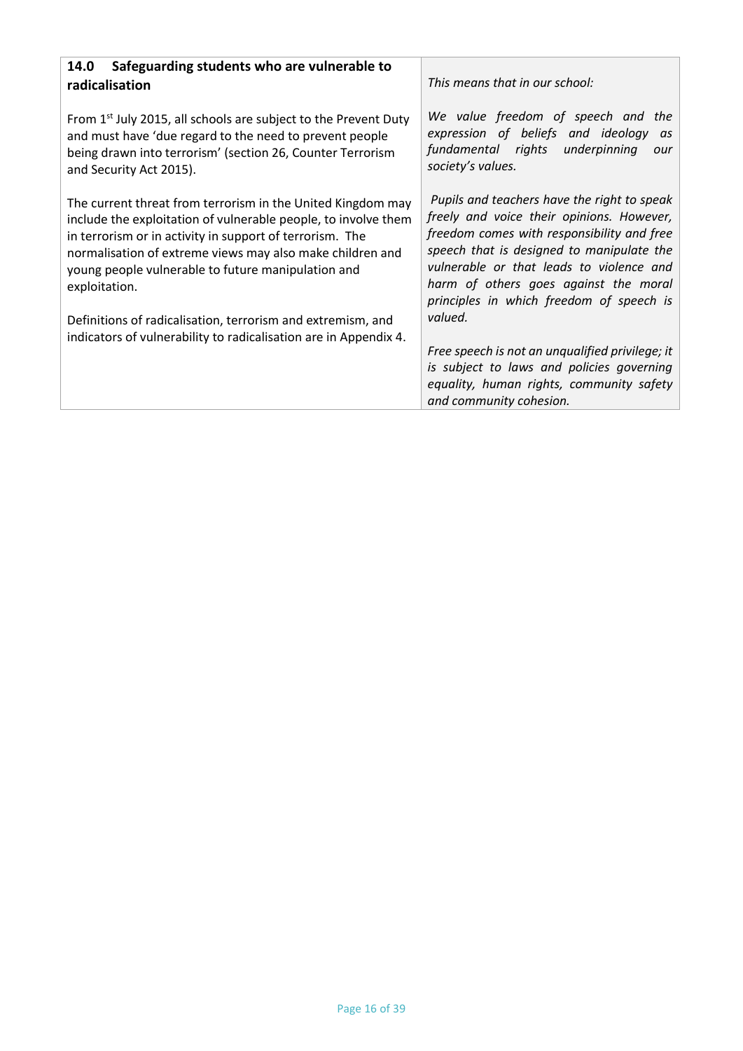| **14.0 Safeguarding students who are vulnerable to radicalisation** | *This means that in our school:* |
| --- | --- |
| From 1st July 2015, all schools are subject to the Prevent Duty and must have 'due regard to the need to prevent people being drawn into terrorism' (section 26, Counter Terrorism and Security Act 2015).<br><br>The current threat from terrorism in the United Kingdom may include the exploitation of vulnerable people, to involve them in terrorism or in activity in support of terrorism. The normalisation of extreme views may also make children and young people vulnerable to future manipulation and exploitation.<br><br>Definitions of radicalisation, terrorism and extremism, and indicators of vulnerability to radicalisation are in Appendix 4. | *We value freedom of speech and the expression of beliefs and ideology as fundamental rights underpinning our society's values.*<br><br>*Pupils and teachers have the right to speak freely and voice their opinions. However, freedom comes with responsibility and free speech that is designed to manipulate the vulnerable or that leads to violence and harm of others goes against the moral principles in which freedom of speech is valued.*<br><br>*Free speech is not an unqualified privilege; it is subject to laws and policies governing equality, human rights, community safety and community cohesion.* |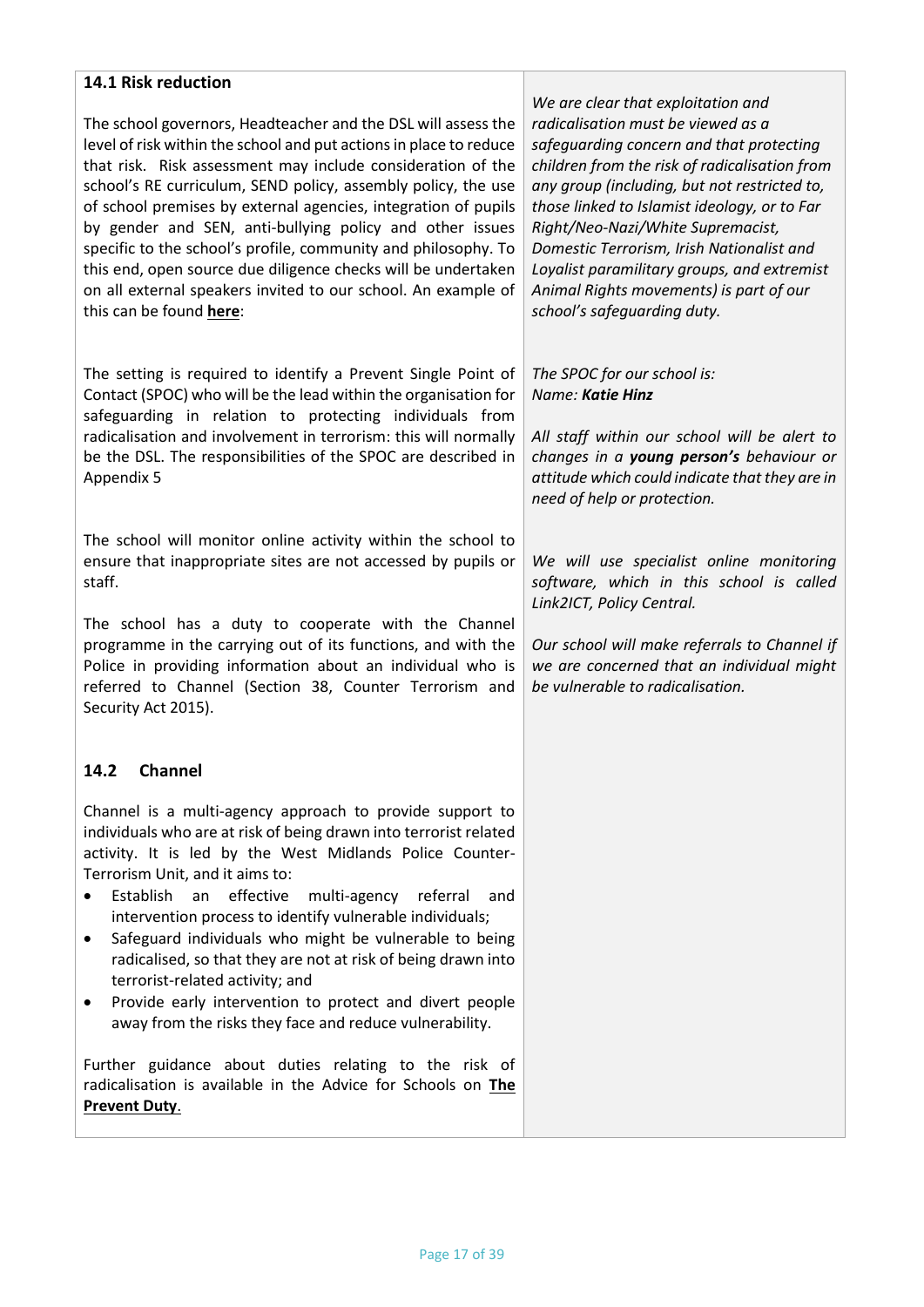### 14.1 Risk reduction

The school governors, Headteacher and the DSL will assess the level of risk within the school and put actions in place to reduce that risk. Risk assessment may include consideration of the school's RE curriculum, SEND policy, assembly policy, the use of school premises by external agencies, integration of pupils by gender and SEN, anti-bullying policy and other issues specific to the school's profile, community and philosophy. To this end, open source due diligence checks will be undertaken on all external speakers invited to our school. An example of this can be found **here**:

*We are clear that exploitation and radicalisation must be viewed as a safeguarding concern and that protecting children from the risk of radicalisation from any group (including, but not restricted to, those linked to Islamist ideology, or to Far Right/Neo-Nazi/White Supremacist, Domestic Terrorism, Irish Nationalist and Loyalist paramilitary groups, and extremist Animal Rights movements) is part of our school's safeguarding duty.*

The setting is required to identify a Prevent Single Point of Contact (SPOC) who will be the lead within the organisation for safeguarding in relation to protecting individuals from radicalisation and involvement in terrorism: this will normally be the DSL. The responsibilities of the SPOC are described in Appendix 5

*The SPOC for our school is:*
*Name: **Katie Hinz***

*All staff within our school will be alert to changes in a **young person's** behaviour or attitude which could indicate that they are in need of help or protection.*

The school will monitor online activity within the school to ensure that inappropriate sites are not accessed by pupils or staff.

*We will use specialist online monitoring software, which in this school is called Link2ICT, Policy Central.*

The school has a duty to cooperate with the Channel programme in the carrying out of its functions, and with the Police in providing information about an individual who is referred to Channel (Section 38, Counter Terrorism and Security Act 2015).

*Our school will make referrals to Channel if we are concerned that an individual might be vulnerable to radicalisation.*

### 14.2 Channel

Channel is a multi-agency approach to provide support to individuals who are at risk of being drawn into terrorist related activity. It is led by the West Midlands Police Counter-Terrorism Unit, and it aims to:

- Establish an effective multi-agency referral and intervention process to identify vulnerable individuals;
- Safeguard individuals who might be vulnerable to being radicalised, so that they are not at risk of being drawn into terrorist-related activity; and
- Provide early intervention to protect and divert people away from the risks they face and reduce vulnerability.

Further guidance about duties relating to the risk of radicalisation is available in the Advice for Schools on **The Prevent Duty**.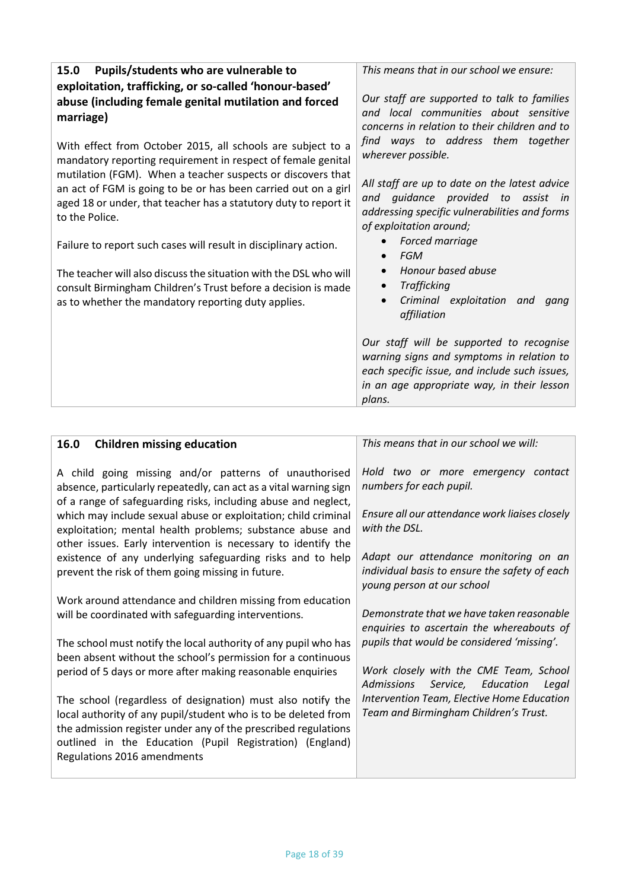## 15.0 Pupils/students who are vulnerable to exploitation, trafficking, or so-called 'honour-based' abuse (including female genital mutilation and forced marriage)

With effect from October 2015, all schools are subject to a mandatory reporting requirement in respect of female genital mutilation (FGM). When a teacher suspects or discovers that an act of FGM is going to be or has been carried out on a girl aged 18 or under, that teacher has a statutory duty to report it to the Police.

Failure to report such cases will result in disciplinary action.

The teacher will also discuss the situation with the DSL who will consult Birmingham Children's Trust before a decision is made as to whether the mandatory reporting duty applies.

*This means that in our school we ensure:*

*Our staff are supported to talk to families and local communities about sensitive concerns in relation to their children and to find ways to address them together wherever possible.*

*All staff are up to date on the latest advice and guidance provided to assist in addressing specific vulnerabilities and forms of exploitation around;*

- *Forced marriage*
- *FGM*
- *Honour based abuse*
- *Trafficking*
- *Criminal exploitation and gang affiliation*

*Our staff will be supported to recognise warning signs and symptoms in relation to each specific issue, and include such issues, in an age appropriate way, in their lesson plans.*

## 16.0 Children missing education

A child going missing and/or patterns of unauthorised absence, particularly repeatedly, can act as a vital warning sign of a range of safeguarding risks, including abuse and neglect, which may include sexual abuse or exploitation; child criminal exploitation; mental health problems; substance abuse and other issues. Early intervention is necessary to identify the existence of any underlying safeguarding risks and to help prevent the risk of them going missing in future.

Work around attendance and children missing from education will be coordinated with safeguarding interventions.

The school must notify the local authority of any pupil who has been absent without the school's permission for a continuous period of 5 days or more after making reasonable enquiries

The school (regardless of designation) must also notify the local authority of any pupil/student who is to be deleted from the admission register under any of the prescribed regulations outlined in the Education (Pupil Registration) (England) Regulations 2016 amendments

*This means that in our school we will:*

*Hold two or more emergency contact numbers for each pupil.*

*Ensure all our attendance work liaises closely with the DSL.*

*Adapt our attendance monitoring on an individual basis to ensure the safety of each young person at our school*

*Demonstrate that we have taken reasonable enquiries to ascertain the whereabouts of pupils that would be considered 'missing'.*

*Work closely with the CME Team, School Admissions Service, Education Legal Intervention Team, Elective Home Education Team and Birmingham Children's Trust.*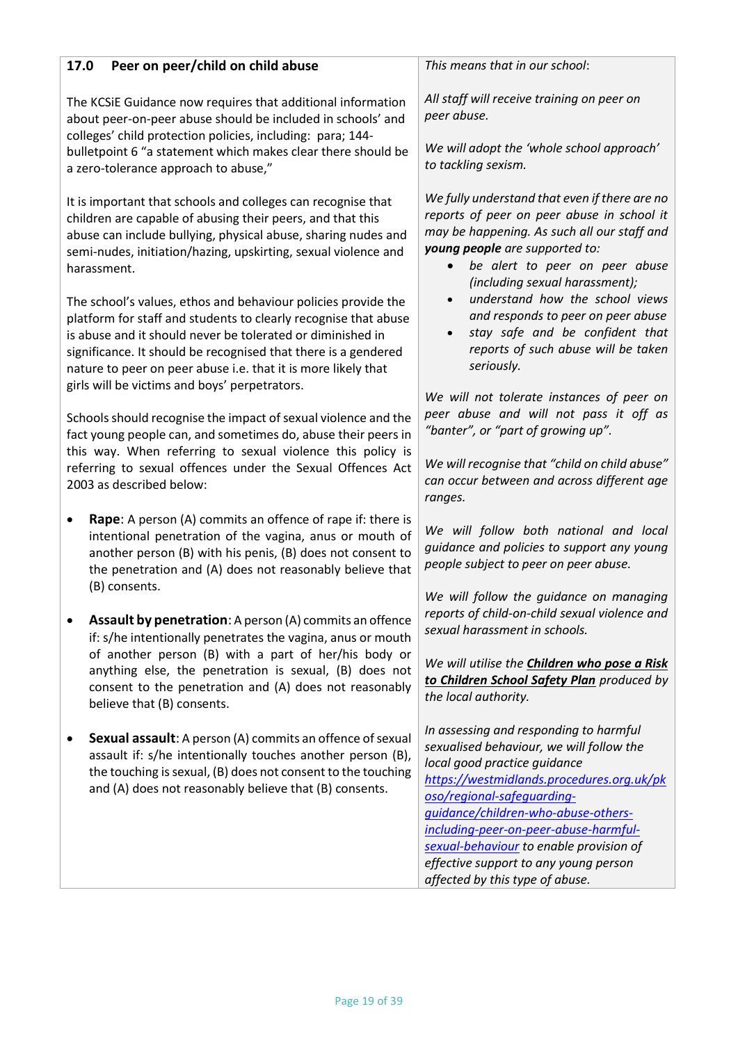## 17.0 Peer on peer/child on child abuse

The KCSiE Guidance now requires that additional information about peer-on-peer abuse should be included in schools' and colleges' child protection policies, including: para; 144- bulletpoint 6 "a statement which makes clear there should be a zero-tolerance approach to abuse,"

It is important that schools and colleges can recognise that children are capable of abusing their peers, and that this abuse can include bullying, physical abuse, sharing nudes and semi-nudes, initiation/hazing, upskirting, sexual violence and harassment.

The school's values, ethos and behaviour policies provide the platform for staff and students to clearly recognise that abuse is abuse and it should never be tolerated or diminished in significance. It should be recognised that there is a gendered nature to peer on peer abuse i.e. that it is more likely that girls will be victims and boys' perpetrators.

Schools should recognise the impact of sexual violence and the fact young people can, and sometimes do, abuse their peers in this way. When referring to sexual violence this policy is referring to sexual offences under the Sexual Offences Act 2003 as described below:

- **Rape**: A person (A) commits an offence of rape if: there is intentional penetration of the vagina, anus or mouth of another person (B) with his penis, (B) does not consent to the penetration and (A) does not reasonably believe that (B) consents.
- **Assault by penetration**: A person (A) commits an offence if: s/he intentionally penetrates the vagina, anus or mouth of another person (B) with a part of her/his body or anything else, the penetration is sexual, (B) does not consent to the penetration and (A) does not reasonably believe that (B) consents.
- **Sexual assault**: A person (A) commits an offence of sexual assault if: s/he intentionally touches another person (B), the touching is sexual, (B) does not consent to the touching and (A) does not reasonably believe that (B) consents.

*This means that in our school*:

*All staff will receive training on peer on peer abuse.*

*We will adopt the 'whole school approach' to tackling sexism.*

*We fully understand that even if there are no reports of peer on peer abuse in school it may be happening. As such all our staff and* ***young people*** *are supported to:*

- *be alert to peer on peer abuse (including sexual harassment);*
- *understand how the school views and responds to peer on peer abuse*
- *stay safe and be confident that reports of such abuse will be taken seriously.*

*We will not tolerate instances of peer on peer abuse and will not pass it off as "banter", or "part of growing up".*

*We will recognise that "child on child abuse" can occur between and across different age ranges.*

*We will follow both national and local guidance and policies to support any young people subject to peer on peer abuse.*

*We will follow the guidance on managing reports of child-on-child sexual violence and sexual harassment in schools.*

*We will utilise the* ***Children who pose a Risk to Children School Safety Plan*** *produced by the local authority.*

*In assessing and responding to harmful sexualised behaviour, we will follow the local good practice guidance https://westmidlands.procedures.org.uk/pkoso/regional-safeguarding-guidance/children-who-abuse-others-including-peer-on-peer-abuse-harmful-sexual-behaviour to enable provision of effective support to any young person affected by this type of abuse.*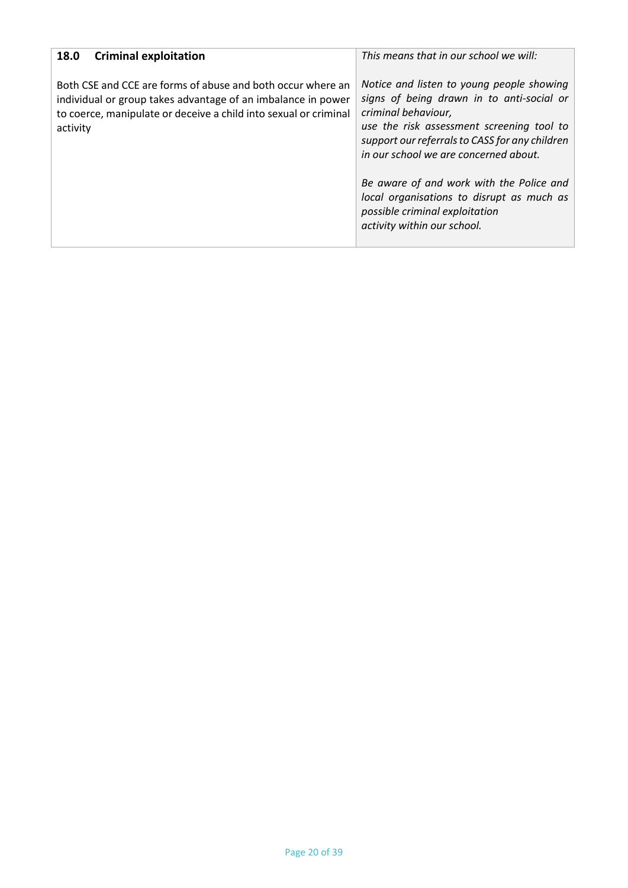| **18.0 Criminal exploitation** | *This means that in our school we will:* |
|---|---|
| Both CSE and CCE are forms of abuse and both occur where an individual or group takes advantage of an imbalance in power to coerce, manipulate or deceive a child into sexual or criminal activity | *Notice and listen to young people showing signs of being drawn in to anti-social or criminal behaviour,*<br>*use the risk assessment screening tool to support our referrals to CASS for any children in our school we are concerned about.*<br><br>*Be aware of and work with the Police and local organisations to disrupt as much as possible criminal exploitation activity within our school.* |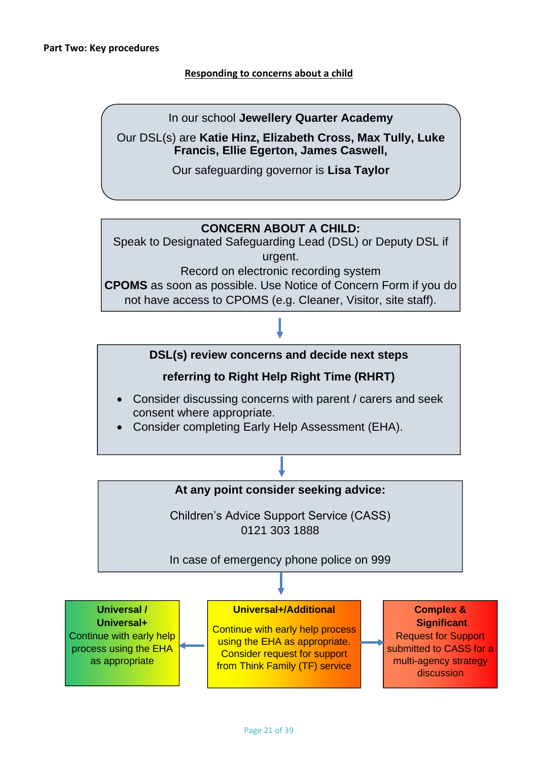**Part Two: Key procedures**

**Responding to concerns about a child**

In our school **Jewellery Quarter Academy**

Our DSL(s) are **Katie Hinz, Elizabeth Cross, Max Tully, Luke Francis, Ellie Egerton, James Caswell,**

Our safeguarding governor is **Lisa Taylor**

**CONCERN ABOUT A CHILD:**
Speak to Designated Safeguarding Lead (DSL) or Deputy DSL if urgent.
Record on electronic recording system **CPOMS** as soon as possible. Use Notice of Concern Form if you do not have access to CPOMS (e.g. Cleaner, Visitor, site staff).

↓

**DSL(s) review concerns and decide next steps**

**referring to Right Help Right Time (RHRT)**

- Consider discussing concerns with parent / carers and seek consent where appropriate.
- Consider completing Early Help Assessment (EHA).

↓

**At any point consider seeking advice:**

Children's Advice Support Service (CASS)
0121 303 1888

In case of emergency phone police on 999

↓

**Universal / Universal+**
Continue with early help process using the EHA as appropriate

**Universal+/Additional**
Continue with early help process using the EHA as appropriate. Consider request for support from Think Family (TF) service

**Complex & Significant**
Request for Support submitted to CASS for a multi-agency strategy discussion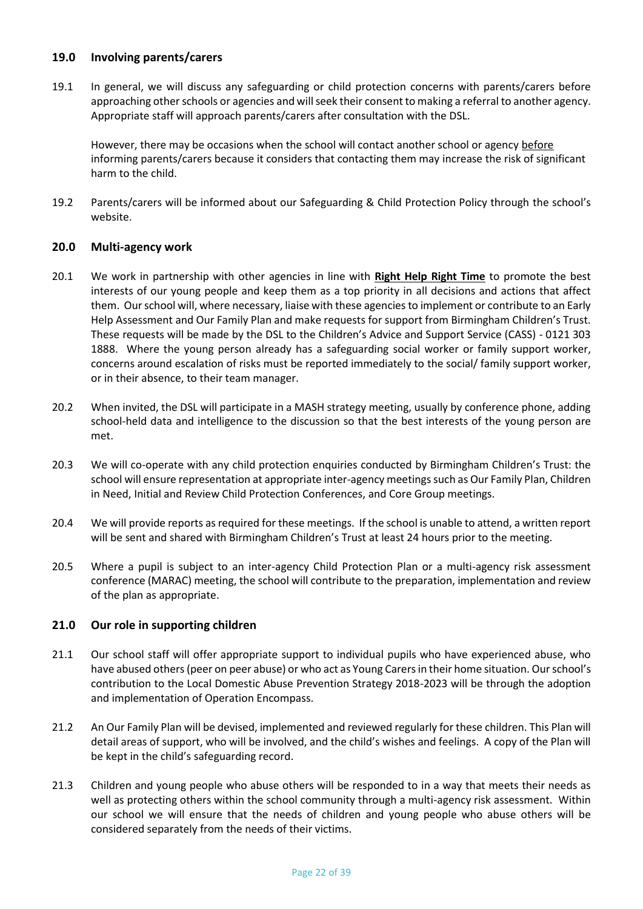## 19.0 Involving parents/carers

19.1 In general, we will discuss any safeguarding or child protection concerns with parents/carers before approaching other schools or agencies and will seek their consent to making a referral to another agency. Appropriate staff will approach parents/carers after consultation with the DSL.

However, there may be occasions when the school will contact another school or agency before informing parents/carers because it considers that contacting them may increase the risk of significant harm to the child.

19.2 Parents/carers will be informed about our Safeguarding & Child Protection Policy through the school's website.

## 20.0 Multi-agency work

20.1 We work in partnership with other agencies in line with **Right Help Right Time** to promote the best interests of our young people and keep them as a top priority in all decisions and actions that affect them. Our school will, where necessary, liaise with these agencies to implement or contribute to an Early Help Assessment and Our Family Plan and make requests for support from Birmingham Children's Trust. These requests will be made by the DSL to the Children's Advice and Support Service (CASS) - 0121 303 1888. Where the young person already has a safeguarding social worker or family support worker, concerns around escalation of risks must be reported immediately to the social/ family support worker, or in their absence, to their team manager.

20.2 When invited, the DSL will participate in a MASH strategy meeting, usually by conference phone, adding school-held data and intelligence to the discussion so that the best interests of the young person are met.

20.3 We will co-operate with any child protection enquiries conducted by Birmingham Children's Trust: the school will ensure representation at appropriate inter-agency meetings such as Our Family Plan, Children in Need, Initial and Review Child Protection Conferences, and Core Group meetings.

20.4 We will provide reports as required for these meetings. If the school is unable to attend, a written report will be sent and shared with Birmingham Children's Trust at least 24 hours prior to the meeting.

20.5 Where a pupil is subject to an inter-agency Child Protection Plan or a multi-agency risk assessment conference (MARAC) meeting, the school will contribute to the preparation, implementation and review of the plan as appropriate.

## 21.0 Our role in supporting children

21.1 Our school staff will offer appropriate support to individual pupils who have experienced abuse, who have abused others (peer on peer abuse) or who act as Young Carers in their home situation. Our school's contribution to the Local Domestic Abuse Prevention Strategy 2018-2023 will be through the adoption and implementation of Operation Encompass.

21.2 An Our Family Plan will be devised, implemented and reviewed regularly for these children. This Plan will detail areas of support, who will be involved, and the child's wishes and feelings. A copy of the Plan will be kept in the child's safeguarding record.

21.3 Children and young people who abuse others will be responded to in a way that meets their needs as well as protecting others within the school community through a multi-agency risk assessment. Within our school we will ensure that the needs of children and young people who abuse others will be considered separately from the needs of their victims.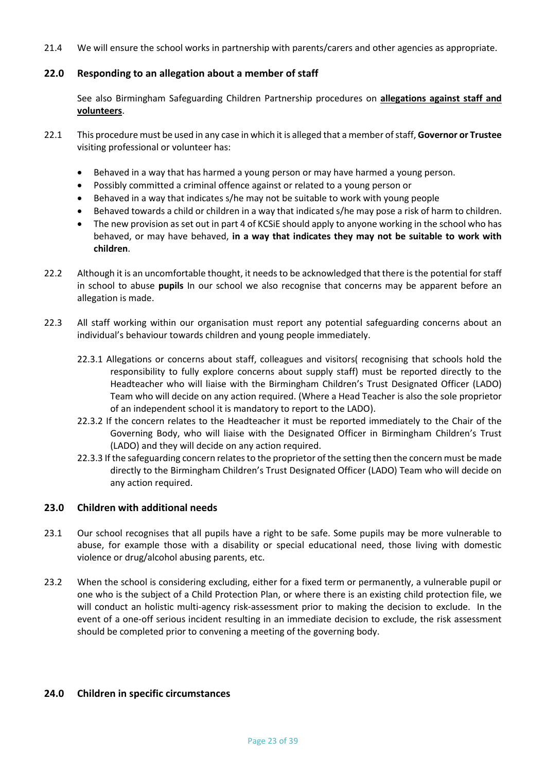21.4 We will ensure the school works in partnership with parents/carers and other agencies as appropriate.

## 22.0 Responding to an allegation about a member of staff

See also Birmingham Safeguarding Children Partnership procedures on **allegations against staff and volunteers**.

22.1 This procedure must be used in any case in which it is alleged that a member of staff, **Governor or Trustee** visiting professional or volunteer has:

- Behaved in a way that has harmed a young person or may have harmed a young person.
- Possibly committed a criminal offence against or related to a young person or
- Behaved in a way that indicates s/he may not be suitable to work with young people
- Behaved towards a child or children in a way that indicated s/he may pose a risk of harm to children.
- The new provision as set out in part 4 of KCSiE should apply to anyone working in the school who has behaved, or may have behaved, **in a way that indicates they may not be suitable to work with children**.

22.2 Although it is an uncomfortable thought, it needs to be acknowledged that there is the potential for staff in school to abuse **pupils** In our school we also recognise that concerns may be apparent before an allegation is made.

22.3 All staff working within our organisation must report any potential safeguarding concerns about an individual's behaviour towards children and young people immediately.

22.3.1 Allegations or concerns about staff, colleagues and visitors( recognising that schools hold the responsibility to fully explore concerns about supply staff) must be reported directly to the Headteacher who will liaise with the Birmingham Children's Trust Designated Officer (LADO) Team who will decide on any action required. (Where a Head Teacher is also the sole proprietor of an independent school it is mandatory to report to the LADO).

22.3.2 If the concern relates to the Headteacher it must be reported immediately to the Chair of the Governing Body, who will liaise with the Designated Officer in Birmingham Children's Trust (LADO) and they will decide on any action required.

22.3.3 If the safeguarding concern relates to the proprietor of the setting then the concern must be made directly to the Birmingham Children's Trust Designated Officer (LADO) Team who will decide on any action required.

## 23.0 Children with additional needs

23.1 Our school recognises that all pupils have a right to be safe. Some pupils may be more vulnerable to abuse, for example those with a disability or special educational need, those living with domestic violence or drug/alcohol abusing parents, etc.

23.2 When the school is considering excluding, either for a fixed term or permanently, a vulnerable pupil or one who is the subject of a Child Protection Plan, or where there is an existing child protection file, we will conduct an holistic multi-agency risk-assessment prior to making the decision to exclude. In the event of a one-off serious incident resulting in an immediate decision to exclude, the risk assessment should be completed prior to convening a meeting of the governing body.

## 24.0 Children in specific circumstances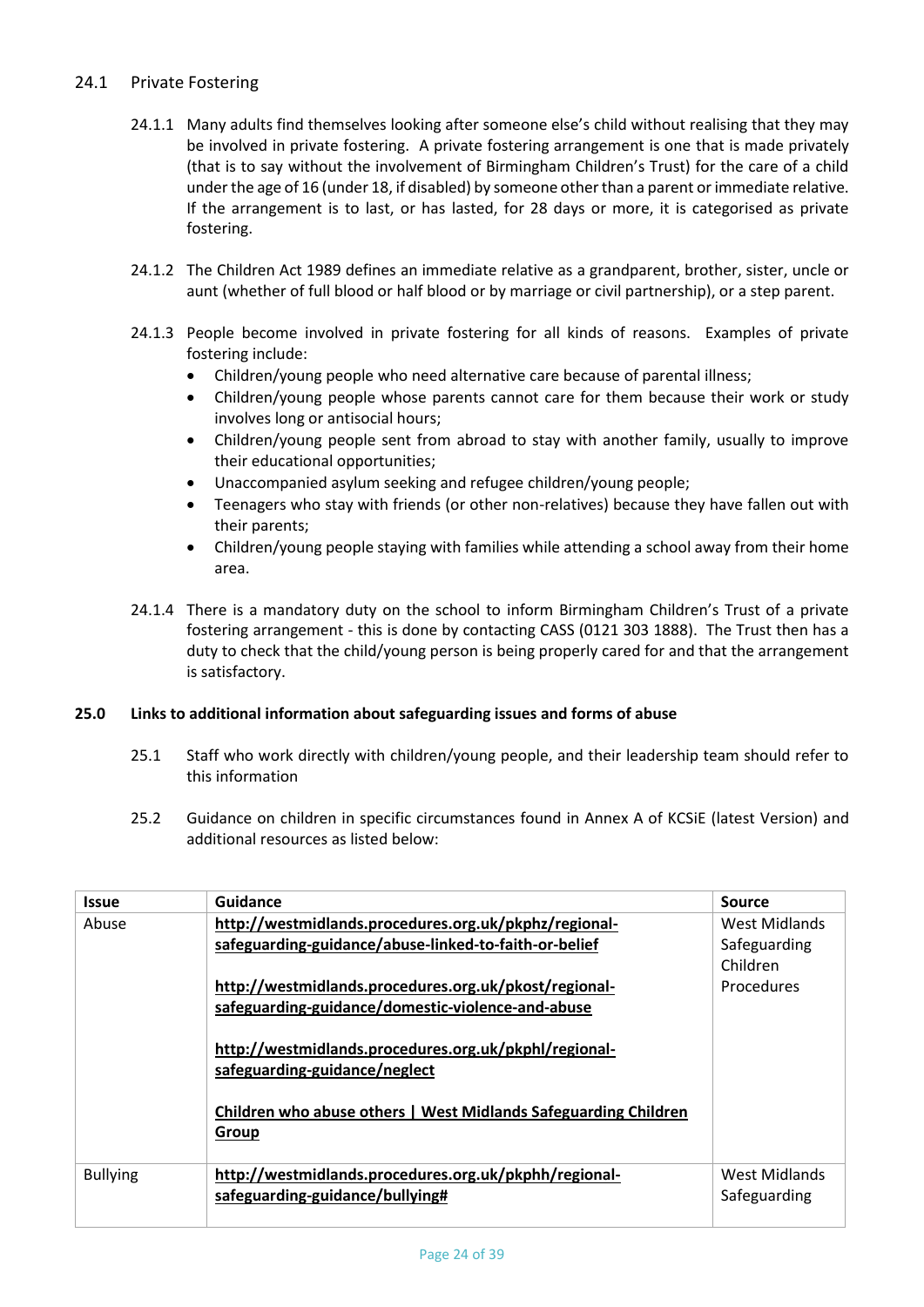### 24.1 Private Fostering

24.1.1 Many adults find themselves looking after someone else's child without realising that they may be involved in private fostering. A private fostering arrangement is one that is made privately (that is to say without the involvement of Birmingham Children's Trust) for the care of a child under the age of 16 (under 18, if disabled) by someone other than a parent or immediate relative. If the arrangement is to last, or has lasted, for 28 days or more, it is categorised as private fostering.

24.1.2 The Children Act 1989 defines an immediate relative as a grandparent, brother, sister, uncle or aunt (whether of full blood or half blood or by marriage or civil partnership), or a step parent.

24.1.3 People become involved in private fostering for all kinds of reasons. Examples of private fostering include:

- Children/young people who need alternative care because of parental illness;
- Children/young people whose parents cannot care for them because their work or study involves long or antisocial hours;
- Children/young people sent from abroad to stay with another family, usually to improve their educational opportunities;
- Unaccompanied asylum seeking and refugee children/young people;
- Teenagers who stay with friends (or other non-relatives) because they have fallen out with their parents;
- Children/young people staying with families while attending a school away from their home area.

24.1.4 There is a mandatory duty on the school to inform Birmingham Children's Trust of a private fostering arrangement - this is done by contacting CASS (0121 303 1888). The Trust then has a duty to check that the child/young person is being properly cared for and that the arrangement is satisfactory.

## 25.0 Links to additional information about safeguarding issues and forms of abuse

25.1 Staff who work directly with children/young people, and their leadership team should refer to this information

25.2 Guidance on children in specific circumstances found in Annex A of KCSiE (latest Version) and additional resources as listed below:

| Issue | Guidance | Source |
|---|---|---|
| Abuse | **http://westmidlands.procedures.org.uk/pkphz/regional-safeguarding-guidance/abuse-linked-to-faith-or-belief**<br><br>**http://westmidlands.procedures.org.uk/pkost/regional-safeguarding-guidance/domestic-violence-and-abuse**<br><br>**http://westmidlands.procedures.org.uk/pkphl/regional-safeguarding-guidance/neglect**<br><br>**Children who abuse others \| West Midlands Safeguarding Children Group** | West Midlands Safeguarding Children Procedures |
| Bullying | **http://westmidlands.procedures.org.uk/pkphh/regional-safeguarding-guidance/bullying#** | West Midlands Safeguarding |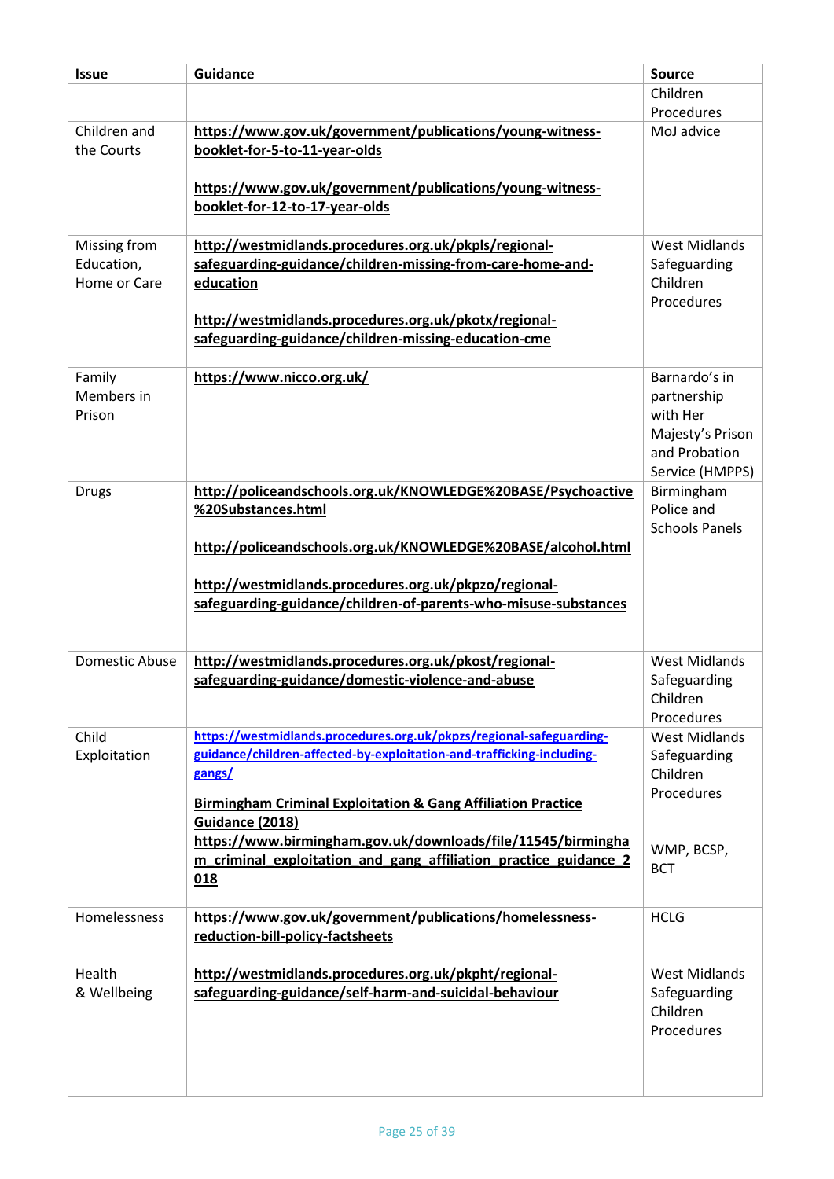| Issue | Guidance | Source |
|---|---|---|
| | | Children Procedures |
| Children and the Courts | **https://www.gov.uk/government/publications/young-witness-booklet-for-5-to-11-year-olds**<br><br>**https://www.gov.uk/government/publications/young-witness-booklet-for-12-to-17-year-olds** | MoJ advice |
| Missing from Education, Home or Care | **http://westmidlands.procedures.org.uk/pkpls/regional-safeguarding-guidance/children-missing-from-care-home-and-education**<br><br>**http://westmidlands.procedures.org.uk/pkotx/regional-safeguarding-guidance/children-missing-education-cme** | West Midlands Safeguarding Children Procedures |
| Family Members in Prison | **https://www.nicco.org.uk/** | Barnardo's in partnership with Her Majesty's Prison and Probation Service (HMPPS) |
| Drugs | **http://policeandschools.org.uk/KNOWLEDGE%20BASE/Psychoactive%20Substances.html**<br><br>**http://policeandschools.org.uk/KNOWLEDGE%20BASE/alcohol.html**<br><br>**http://westmidlands.procedures.org.uk/pkpzo/regional-safeguarding-guidance/children-of-parents-who-misuse-substances** | Birmingham Police and Schools Panels |
| Domestic Abuse | **http://westmidlands.procedures.org.uk/pkost/regional-safeguarding-guidance/domestic-violence-and-abuse** | West Midlands Safeguarding Children Procedures |
| Child Exploitation | **https://westmidlands.procedures.org.uk/pkpzs/regional-safeguarding-guidance/children-affected-by-exploitation-and-trafficking-including-gangs/**<br><br>**Birmingham Criminal Exploitation & Gang Affiliation Practice Guidance (2018)**<br>**https://www.birmingham.gov.uk/downloads/file/11545/birmingham_criminal_exploitation_and_gang_affiliation_practice_guidance_2018** | West Midlands Safeguarding Children Procedures<br><br>WMP, BCSP, BCT |
| Homelessness | **https://www.gov.uk/government/publications/homelessness-reduction-bill-policy-factsheets** | HCLG |
| Health & Wellbeing | **http://westmidlands.procedures.org.uk/pkpht/regional-safeguarding-guidance/self-harm-and-suicidal-behaviour** | West Midlands Safeguarding Children Procedures |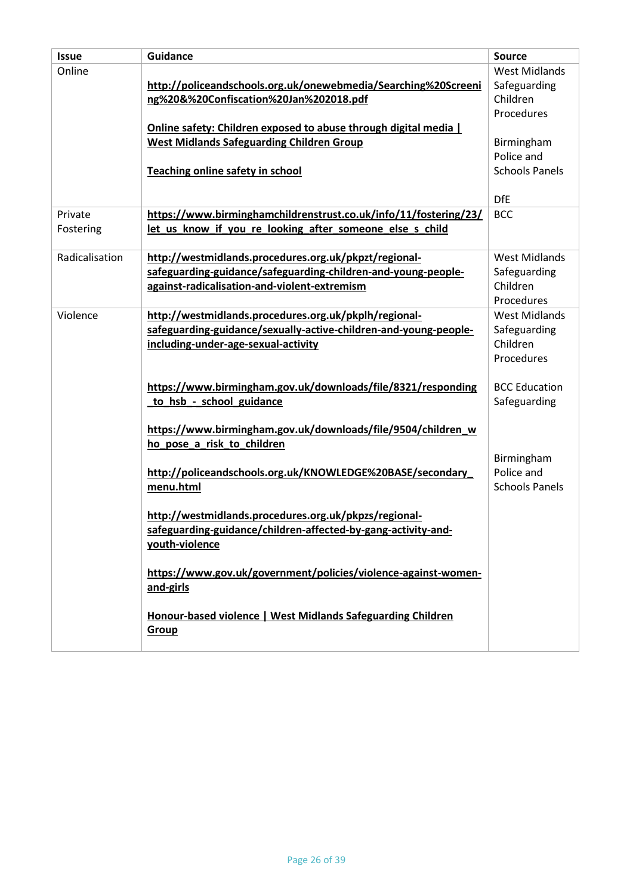| Issue | Guidance | Source |
|---|---|---|
| Online | **http://policeandschools.org.uk/onewebmedia/Searching%20Screening%20&%20Confiscation%20Jan%202018.pdf**<br><br>**Online safety: Children exposed to abuse through digital media \| West Midlands Safeguarding Children Group**<br><br>**Teaching online safety in school** | West Midlands Safeguarding Children Procedures<br><br>Birmingham Police and Schools Panels<br><br>DfE |
| Private Fostering | **https://www.birminghamchildrenstrust.co.uk/info/11/fostering/23/let_us_know_if_you_re_looking_after_someone_else_s_child** | BCC |
| Radicalisation | **http://westmidlands.procedures.org.uk/pkpzt/regional-safeguarding-guidance/safeguarding-children-and-young-people-against-radicalisation-and-violent-extremism** | West Midlands Safeguarding Children Procedures |
| Violence | **http://westmidlands.procedures.org.uk/pkplh/regional-safeguarding-guidance/sexually-active-children-and-young-people-including-under-age-sexual-activity**<br><br>**https://www.birmingham.gov.uk/downloads/file/8321/responding_to_hsb_-_school_guidance**<br><br>**https://www.birmingham.gov.uk/downloads/file/9504/children_who_pose_a_risk_to_children**<br><br>**http://policeandschools.org.uk/KNOWLEDGE%20BASE/secondary_menu.html**<br><br>**http://westmidlands.procedures.org.uk/pkpzs/regional-safeguarding-guidance/children-affected-by-gang-activity-and-youth-violence**<br><br>**https://www.gov.uk/government/policies/violence-against-women-and-girls**<br><br>**Honour-based violence \| West Midlands Safeguarding Children Group** | West Midlands Safeguarding Children Procedures<br><br>BCC Education Safeguarding<br><br>Birmingham Police and Schools Panels |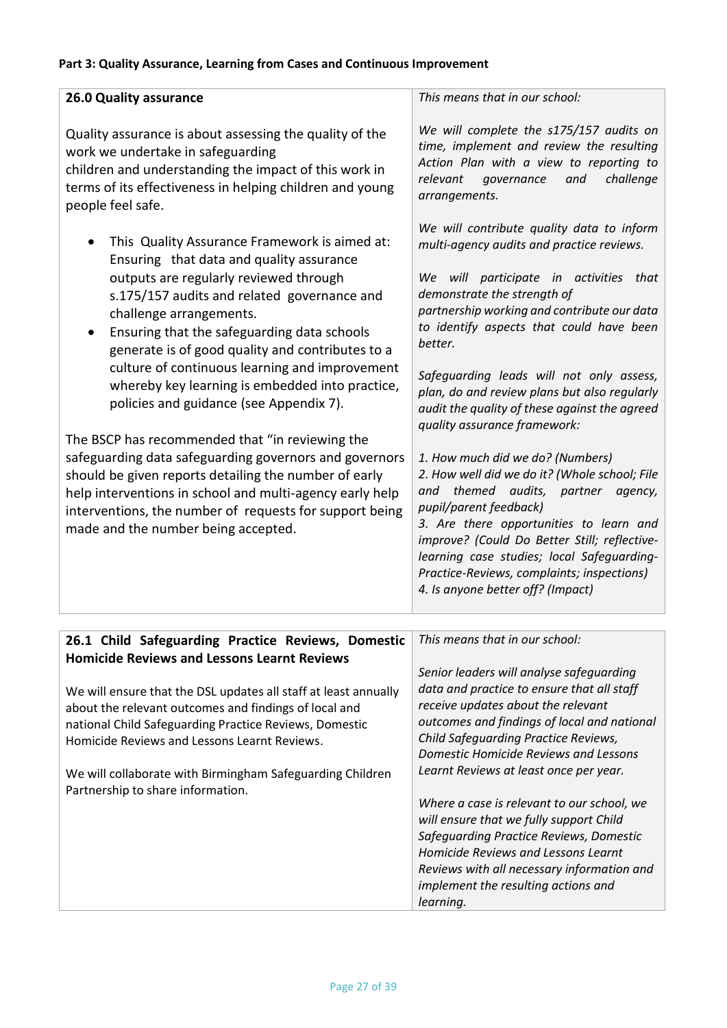**Part 3: Quality Assurance, Learning from Cases and Continuous Improvement**

| **26.0 Quality assurance** | *This means that in our school:* |
|---|---|
| Quality assurance is about assessing the quality of the work we undertake in safeguarding children and understanding the impact of this work in terms of its effectiveness in helping children and young people feel safe.<br><br>• This Quality Assurance Framework is aimed at: Ensuring that data and quality assurance outputs are regularly reviewed through s.175/157 audits and related governance and challenge arrangements.<br>• Ensuring that the safeguarding data schools generate is of good quality and contributes to a culture of continuous learning and improvement whereby key learning is embedded into practice, policies and guidance (see Appendix 7).<br><br>The BSCP has recommended that "in reviewing the safeguarding data safeguarding governors and governors should be given reports detailing the number of early help interventions in school and multi-agency early help interventions, the number of requests for support being made and the number being accepted. | *We will complete the s175/157 audits on time, implement and review the resulting Action Plan with a view to reporting to relevant governance and challenge arrangements.*<br><br>*We will contribute quality data to inform multi-agency audits and practice reviews.*<br><br>*We will participate in activities that demonstrate the strength of partnership working and contribute our data to identify aspects that could have been better.*<br><br>*Safeguarding leads will not only assess, plan, do and review plans but also regularly audit the quality of these against the agreed quality assurance framework:*<br><br>*1. How much did we do? (Numbers)*<br>*2. How well did we do it? (Whole school; File and themed audits, partner agency, pupil/parent feedback)*<br>*3. Are there opportunities to learn and improve? (Could Do Better Still; reflective-learning case studies; local Safeguarding-Practice-Reviews, complaints; inspections)*<br>*4. Is anyone better off? (Impact)* |

| **26.1 Child Safeguarding Practice Reviews, Domestic Homicide Reviews and Lessons Learnt Reviews** | *This means that in our school:* |
|---|---|
| We will ensure that the DSL updates all staff at least annually about the relevant outcomes and findings of local and national Child Safeguarding Practice Reviews, Domestic Homicide Reviews and Lessons Learnt Reviews.<br><br>We will collaborate with Birmingham Safeguarding Children Partnership to share information. | *Senior leaders will analyse safeguarding data and practice to ensure that all staff receive updates about the relevant outcomes and findings of local and national Child Safeguarding Practice Reviews, Domestic Homicide Reviews and Lessons Learnt Reviews at least once per year.*<br><br>*Where a case is relevant to our school, we will ensure that we fully support Child Safeguarding Practice Reviews, Domestic Homicide Reviews and Lessons Learnt Reviews with all necessary information and implement the resulting actions and learning.* |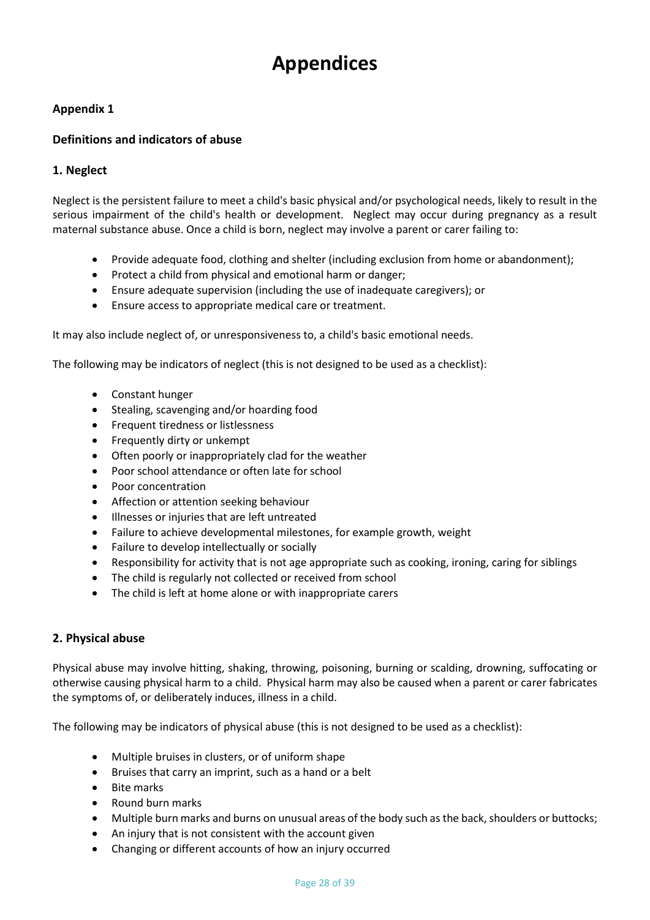# Appendices

### Appendix 1

### Definitions and indicators of abuse

### 1. Neglect

Neglect is the persistent failure to meet a child's basic physical and/or psychological needs, likely to result in the serious impairment of the child's health or development. Neglect may occur during pregnancy as a result maternal substance abuse. Once a child is born, neglect may involve a parent or carer failing to:

- Provide adequate food, clothing and shelter (including exclusion from home or abandonment);
- Protect a child from physical and emotional harm or danger;
- Ensure adequate supervision (including the use of inadequate caregivers); or
- Ensure access to appropriate medical care or treatment.

It may also include neglect of, or unresponsiveness to, a child's basic emotional needs.

The following may be indicators of neglect (this is not designed to be used as a checklist):

- Constant hunger
- Stealing, scavenging and/or hoarding food
- Frequent tiredness or listlessness
- Frequently dirty or unkempt
- Often poorly or inappropriately clad for the weather
- Poor school attendance or often late for school
- Poor concentration
- Affection or attention seeking behaviour
- Illnesses or injuries that are left untreated
- Failure to achieve developmental milestones, for example growth, weight
- Failure to develop intellectually or socially
- Responsibility for activity that is not age appropriate such as cooking, ironing, caring for siblings
- The child is regularly not collected or received from school
- The child is left at home alone or with inappropriate carers

### 2. Physical abuse

Physical abuse may involve hitting, shaking, throwing, poisoning, burning or scalding, drowning, suffocating or otherwise causing physical harm to a child. Physical harm may also be caused when a parent or carer fabricates the symptoms of, or deliberately induces, illness in a child.

The following may be indicators of physical abuse (this is not designed to be used as a checklist):

- Multiple bruises in clusters, or of uniform shape
- Bruises that carry an imprint, such as a hand or a belt
- Bite marks
- Round burn marks
- Multiple burn marks and burns on unusual areas of the body such as the back, shoulders or buttocks;
- An injury that is not consistent with the account given
- Changing or different accounts of how an injury occurred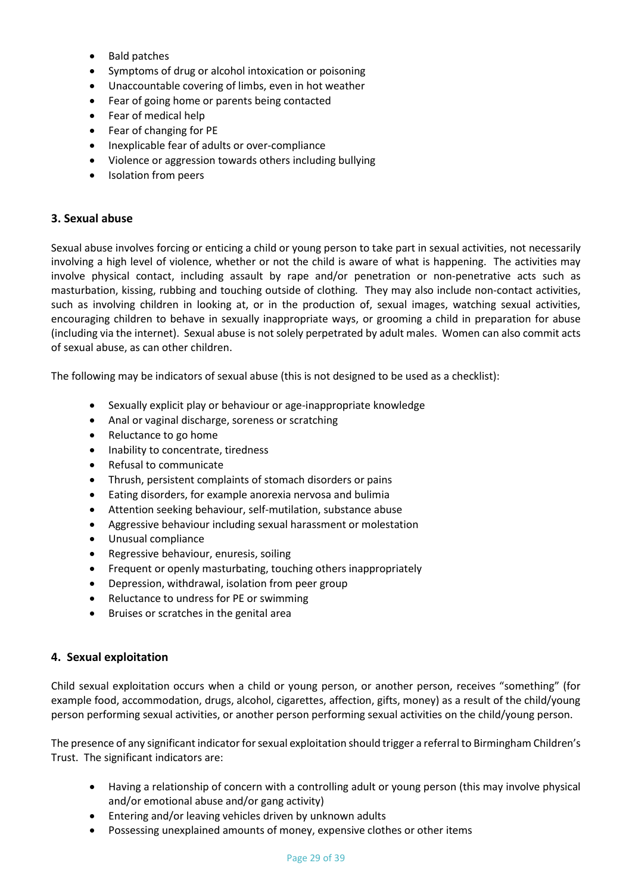- Bald patches
- Symptoms of drug or alcohol intoxication or poisoning
- Unaccountable covering of limbs, even in hot weather
- Fear of going home or parents being contacted
- Fear of medical help
- Fear of changing for PE
- Inexplicable fear of adults or over-compliance
- Violence or aggression towards others including bullying
- Isolation from peers

### 3. Sexual abuse

Sexual abuse involves forcing or enticing a child or young person to take part in sexual activities, not necessarily involving a high level of violence, whether or not the child is aware of what is happening. The activities may involve physical contact, including assault by rape and/or penetration or non-penetrative acts such as masturbation, kissing, rubbing and touching outside of clothing. They may also include non-contact activities, such as involving children in looking at, or in the production of, sexual images, watching sexual activities, encouraging children to behave in sexually inappropriate ways, or grooming a child in preparation for abuse (including via the internet). Sexual abuse is not solely perpetrated by adult males. Women can also commit acts of sexual abuse, as can other children.

The following may be indicators of sexual abuse (this is not designed to be used as a checklist):

- Sexually explicit play or behaviour or age-inappropriate knowledge
- Anal or vaginal discharge, soreness or scratching
- Reluctance to go home
- Inability to concentrate, tiredness
- Refusal to communicate
- Thrush, persistent complaints of stomach disorders or pains
- Eating disorders, for example anorexia nervosa and bulimia
- Attention seeking behaviour, self-mutilation, substance abuse
- Aggressive behaviour including sexual harassment or molestation
- Unusual compliance
- Regressive behaviour, enuresis, soiling
- Frequent or openly masturbating, touching others inappropriately
- Depression, withdrawal, isolation from peer group
- Reluctance to undress for PE or swimming
- Bruises or scratches in the genital area

### 4. Sexual exploitation

Child sexual exploitation occurs when a child or young person, or another person, receives "something" (for example food, accommodation, drugs, alcohol, cigarettes, affection, gifts, money) as a result of the child/young person performing sexual activities, or another person performing sexual activities on the child/young person.

The presence of any significant indicator for sexual exploitation should trigger a referral to Birmingham Children's Trust. The significant indicators are:

- Having a relationship of concern with a controlling adult or young person (this may involve physical and/or emotional abuse and/or gang activity)
- Entering and/or leaving vehicles driven by unknown adults
- Possessing unexplained amounts of money, expensive clothes or other items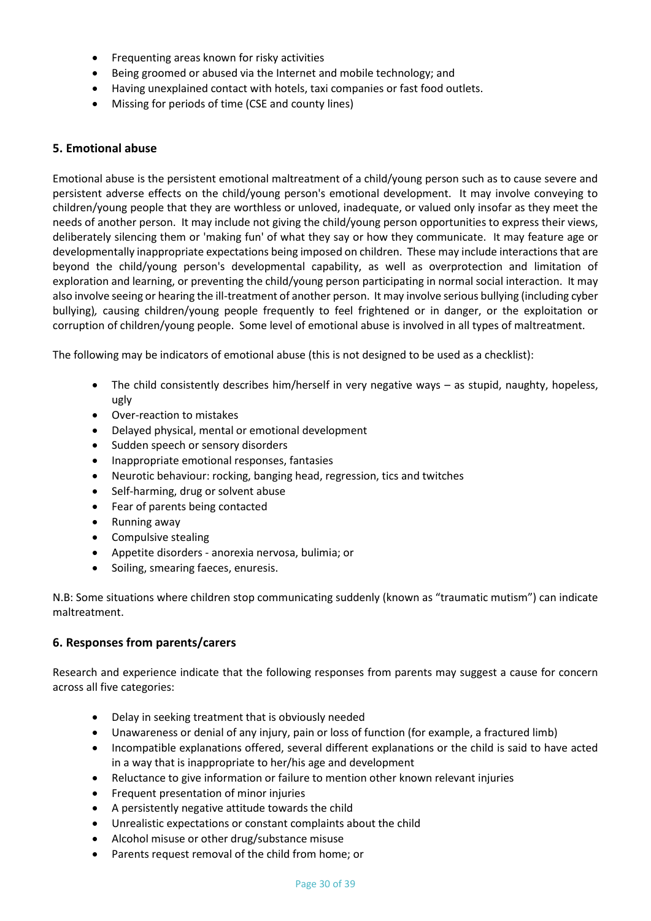- Frequenting areas known for risky activities
- Being groomed or abused via the Internet and mobile technology; and
- Having unexplained contact with hotels, taxi companies or fast food outlets.
- Missing for periods of time (CSE and county lines)

### 5. Emotional abuse

Emotional abuse is the persistent emotional maltreatment of a child/young person such as to cause severe and persistent adverse effects on the child/young person's emotional development. It may involve conveying to children/young people that they are worthless or unloved, inadequate, or valued only insofar as they meet the needs of another person. It may include not giving the child/young person opportunities to express their views, deliberately silencing them or 'making fun' of what they say or how they communicate. It may feature age or developmentally inappropriate expectations being imposed on children. These may include interactions that are beyond the child/young person's developmental capability, as well as overprotection and limitation of exploration and learning, or preventing the child/young person participating in normal social interaction. It may also involve seeing or hearing the ill-treatment of another person. It may involve serious bullying (including cyber bullying), causing children/young people frequently to feel frightened or in danger, or the exploitation or corruption of children/young people. Some level of emotional abuse is involved in all types of maltreatment.

The following may be indicators of emotional abuse (this is not designed to be used as a checklist):

- The child consistently describes him/herself in very negative ways – as stupid, naughty, hopeless, ugly
- Over-reaction to mistakes
- Delayed physical, mental or emotional development
- Sudden speech or sensory disorders
- Inappropriate emotional responses, fantasies
- Neurotic behaviour: rocking, banging head, regression, tics and twitches
- Self-harming, drug or solvent abuse
- Fear of parents being contacted
- Running away
- Compulsive stealing
- Appetite disorders - anorexia nervosa, bulimia; or
- Soiling, smearing faeces, enuresis.

N.B: Some situations where children stop communicating suddenly (known as "traumatic mutism") can indicate maltreatment.

### 6. Responses from parents/carers

Research and experience indicate that the following responses from parents may suggest a cause for concern across all five categories:

- Delay in seeking treatment that is obviously needed
- Unawareness or denial of any injury, pain or loss of function (for example, a fractured limb)
- Incompatible explanations offered, several different explanations or the child is said to have acted in a way that is inappropriate to her/his age and development
- Reluctance to give information or failure to mention other known relevant injuries
- Frequent presentation of minor injuries
- A persistently negative attitude towards the child
- Unrealistic expectations or constant complaints about the child
- Alcohol misuse or other drug/substance misuse
- Parents request removal of the child from home; or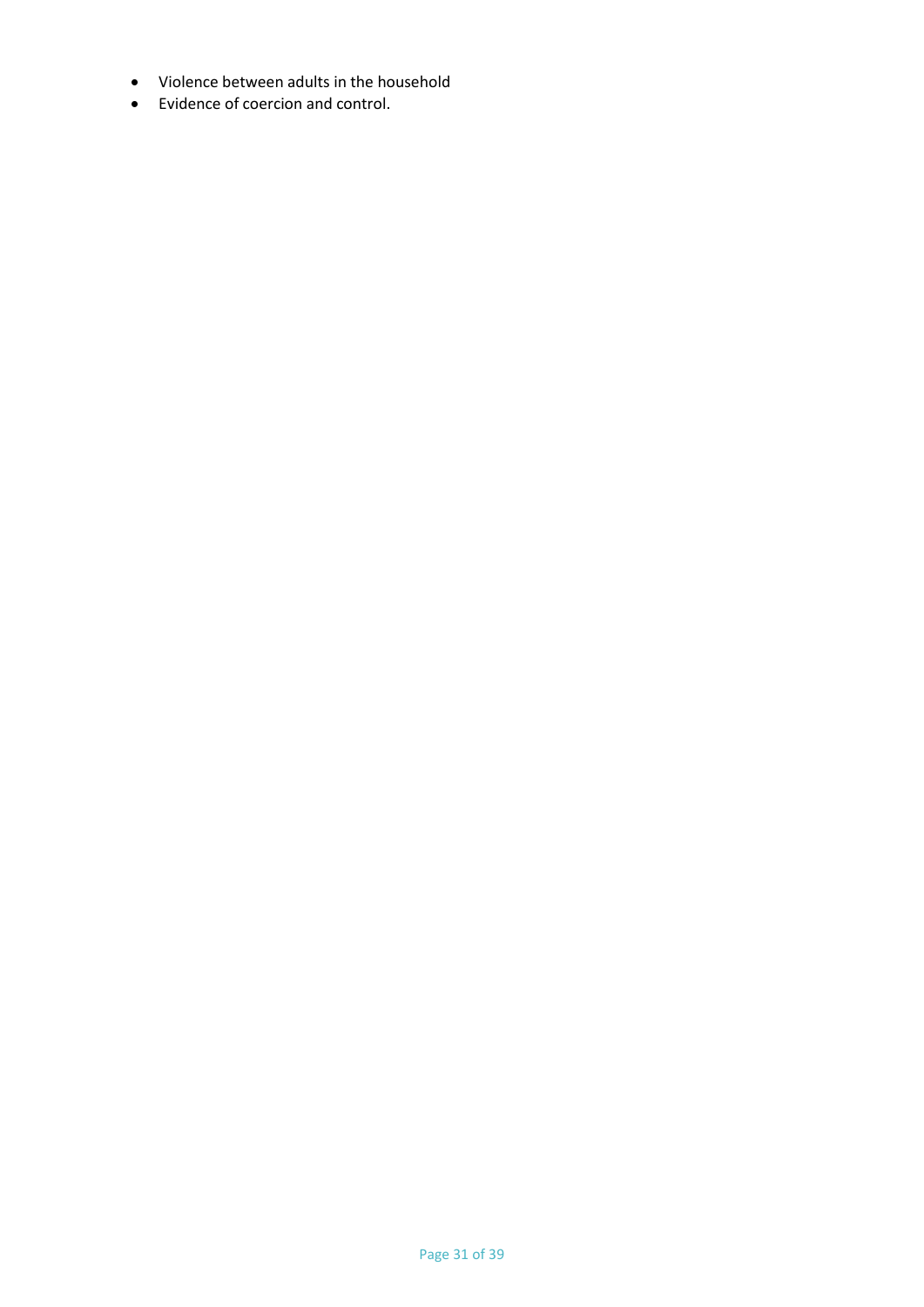- Violence between adults in the household
- Evidence of coercion and control.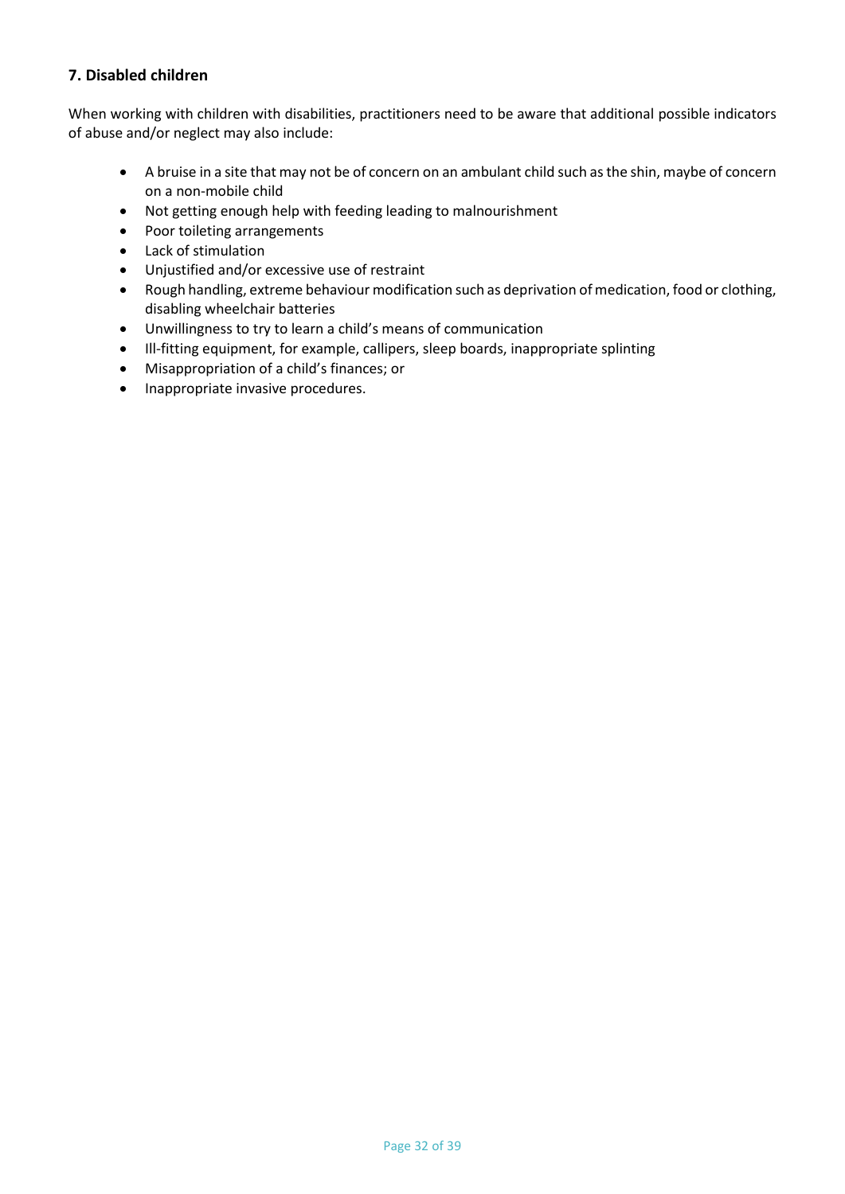### 7. Disabled children

When working with children with disabilities, practitioners need to be aware that additional possible indicators of abuse and/or neglect may also include:

- A bruise in a site that may not be of concern on an ambulant child such as the shin, maybe of concern on a non-mobile child
- Not getting enough help with feeding leading to malnourishment
- Poor toileting arrangements
- Lack of stimulation
- Unjustified and/or excessive use of restraint
- Rough handling, extreme behaviour modification such as deprivation of medication, food or clothing, disabling wheelchair batteries
- Unwillingness to try to learn a child's means of communication
- Ill-fitting equipment, for example, callipers, sleep boards, inappropriate splinting
- Misappropriation of a child's finances; or
- Inappropriate invasive procedures.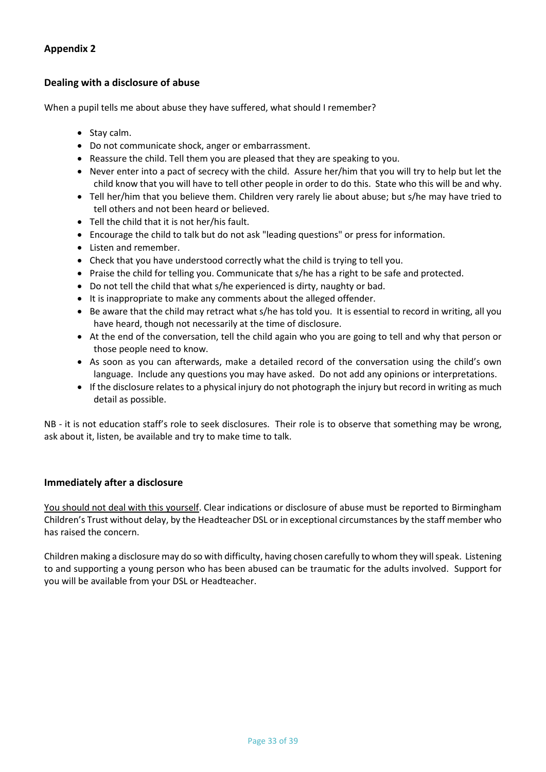## Appendix 2

### Dealing with a disclosure of abuse

When a pupil tells me about abuse they have suffered, what should I remember?

- Stay calm.
- Do not communicate shock, anger or embarrassment.
- Reassure the child. Tell them you are pleased that they are speaking to you.
- Never enter into a pact of secrecy with the child. Assure her/him that you will try to help but let the child know that you will have to tell other people in order to do this. State who this will be and why.
- Tell her/him that you believe them. Children very rarely lie about abuse; but s/he may have tried to tell others and not been heard or believed.
- Tell the child that it is not her/his fault.
- Encourage the child to talk but do not ask "leading questions" or press for information.
- Listen and remember.
- Check that you have understood correctly what the child is trying to tell you.
- Praise the child for telling you. Communicate that s/he has a right to be safe and protected.
- Do not tell the child that what s/he experienced is dirty, naughty or bad.
- It is inappropriate to make any comments about the alleged offender.
- Be aware that the child may retract what s/he has told you. It is essential to record in writing, all you have heard, though not necessarily at the time of disclosure.
- At the end of the conversation, tell the child again who you are going to tell and why that person or those people need to know.
- As soon as you can afterwards, make a detailed record of the conversation using the child's own language. Include any questions you may have asked. Do not add any opinions or interpretations.
- If the disclosure relates to a physical injury do not photograph the injury but record in writing as much detail as possible.

NB - it is not education staff's role to seek disclosures. Their role is to observe that something may be wrong, ask about it, listen, be available and try to make time to talk.

### Immediately after a disclosure

<u>You should not deal with this yourself</u>. Clear indications or disclosure of abuse must be reported to Birmingham Children's Trust without delay, by the Headteacher DSL or in exceptional circumstances by the staff member who has raised the concern.

Children making a disclosure may do so with difficulty, having chosen carefully to whom they will speak. Listening to and supporting a young person who has been abused can be traumatic for the adults involved. Support for you will be available from your DSL or Headteacher.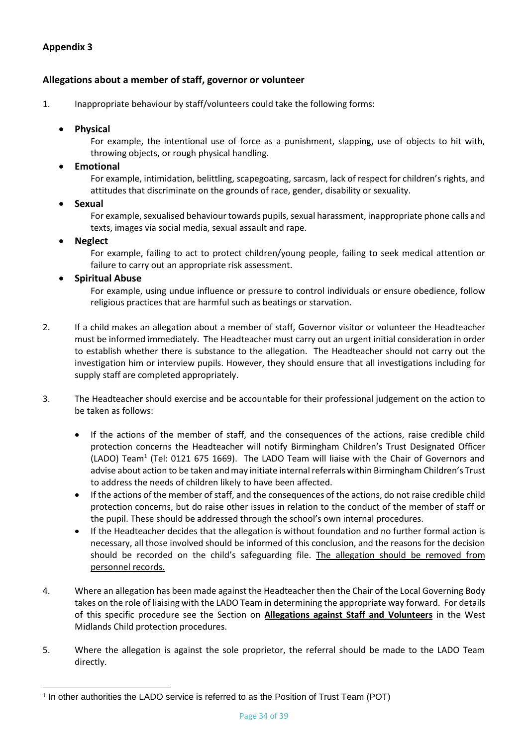## Appendix 3

### Allegations about a member of staff, governor or volunteer

1. Inappropriate behaviour by staff/volunteers could take the following forms:

   - **Physical**
     For example, the intentional use of force as a punishment, slapping, use of objects to hit with, throwing objects, or rough physical handling.
   - **Emotional**
     For example, intimidation, belittling, scapegoating, sarcasm, lack of respect for children's rights, and attitudes that discriminate on the grounds of race, gender, disability or sexuality.
   - **Sexual**
     For example, sexualised behaviour towards pupils, sexual harassment, inappropriate phone calls and texts, images via social media, sexual assault and rape.
   - **Neglect**
     For example, failing to act to protect children/young people, failing to seek medical attention or failure to carry out an appropriate risk assessment.
   - **Spiritual Abuse**
     For example, using undue influence or pressure to control individuals or ensure obedience, follow religious practices that are harmful such as beatings or starvation.

2. If a child makes an allegation about a member of staff, Governor visitor or volunteer the Headteacher must be informed immediately. The Headteacher must carry out an urgent initial consideration in order to establish whether there is substance to the allegation. The Headteacher should not carry out the investigation him or interview pupils. However, they should ensure that all investigations including for supply staff are completed appropriately.

3. The Headteache**r** should exercise and be accountable for their professional judgement on the action to be taken as follows:

   - If the actions of the member of staff, and the consequences of the actions, raise credible child protection concerns the Headteacher will notify Birmingham Children's Trust Designated Officer (LADO) Team[1] (Tel: 0121 675 1669). The LADO Team will liaise with the Chair of Governors and advise about action to be taken and may initiate internal referrals within Birmingham Children's Trust to address the needs of children likely to have been affected.
   - If the actions of the member of staff, and the consequences of the actions, do not raise credible child protection concerns, but do raise other issues in relation to the conduct of the member of staff or the pupil. These should be addressed through the school's own internal procedures.
   - If the Headteacher decides that the allegation is without foundation and no further formal action is necessary, all those involved should be informed of this conclusion, and the reasons for the decision should be recorded on the child's safeguarding file. <u>The allegation should be removed from personnel records.</u>

4. Where an allegation has been made against the Headteacher then the Chair of the Local Governing Body takes on the role of liaising with the LADO Team in determining the appropriate way forward. For details of this specific procedure see the Section on **<u>Allegations against Staff and Volunteers</u>** in the West Midlands Child protection procedures.

5. Where the allegation is against the sole proprietor, the referral should be made to the LADO Team directly.

---

[1] In other authorities the LADO service is referred to as the Position of Trust Team (POT)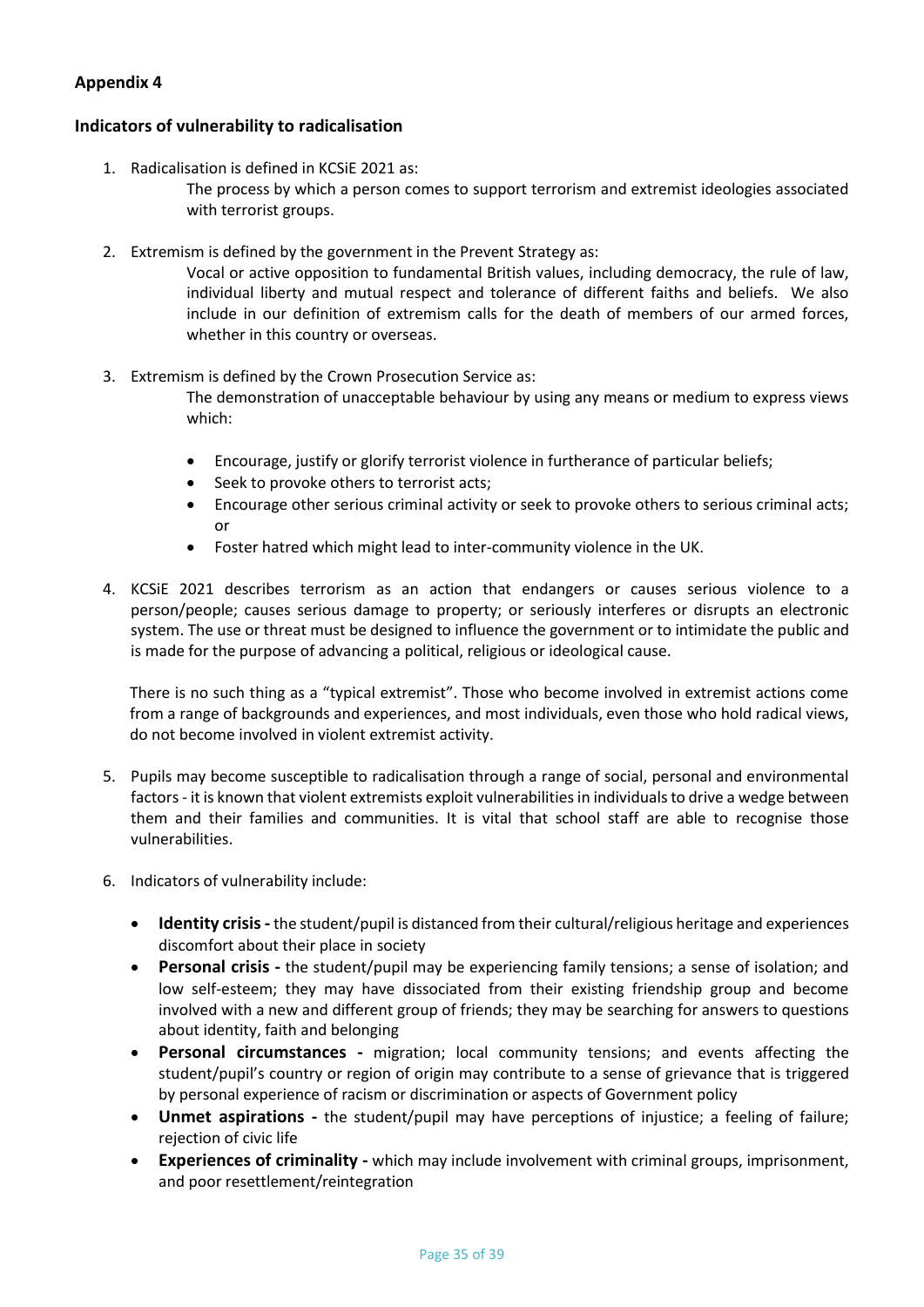**Appendix 4**

**Indicators of vulnerability to radicalisation**

1. Radicalisation is defined in KCSiE 2021 as:

   The process by which a person comes to support terrorism and extremist ideologies associated with terrorist groups.

2. Extremism is defined by the government in the Prevent Strategy as:

   Vocal or active opposition to fundamental British values, including democracy, the rule of law, individual liberty and mutual respect and tolerance of different faiths and beliefs. We also include in our definition of extremism calls for the death of members of our armed forces, whether in this country or overseas.

3. Extremism is defined by the Crown Prosecution Service as:

   The demonstration of unacceptable behaviour by using any means or medium to express views which:

   - Encourage, justify or glorify terrorist violence in furtherance of particular beliefs;
   - Seek to provoke others to terrorist acts;
   - Encourage other serious criminal activity or seek to provoke others to serious criminal acts; or
   - Foster hatred which might lead to inter-community violence in the UK.

4. KCSiE 2021 describes terrorism as an action that endangers or causes serious violence to a person/people; causes serious damage to property; or seriously interferes or disrupts an electronic system. The use or threat must be designed to influence the government or to intimidate the public and is made for the purpose of advancing a political, religious or ideological cause.

   There is no such thing as a "typical extremist". Those who become involved in extremist actions come from a range of backgrounds and experiences, and most individuals, even those who hold radical views, do not become involved in violent extremist activity.

5. Pupils may become susceptible to radicalisation through a range of social, personal and environmental factors - it is known that violent extremists exploit vulnerabilities in individuals to drive a wedge between them and their families and communities. It is vital that school staff are able to recognise those vulnerabilities.

6. Indicators of vulnerability include:

   - **Identity crisis -** the student/pupil is distanced from their cultural/religious heritage and experiences discomfort about their place in society
   - **Personal crisis -** the student/pupil may be experiencing family tensions; a sense of isolation; and low self-esteem; they may have dissociated from their existing friendship group and become involved with a new and different group of friends; they may be searching for answers to questions about identity, faith and belonging
   - **Personal circumstances -** migration; local community tensions; and events affecting the student/pupil's country or region of origin may contribute to a sense of grievance that is triggered by personal experience of racism or discrimination or aspects of Government policy
   - **Unmet aspirations -** the student/pupil may have perceptions of injustice; a feeling of failure; rejection of civic life
   - **Experiences of criminality -** which may include involvement with criminal groups, imprisonment, and poor resettlement/reintegration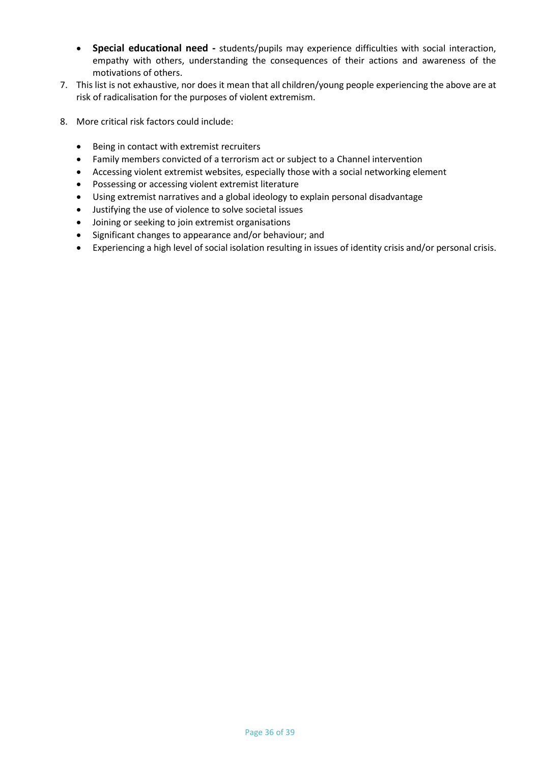- **Special educational need -** students/pupils may experience difficulties with social interaction, empathy with others, understanding the consequences of their actions and awareness of the motivations of others.

7. This list is not exhaustive, nor does it mean that all children/young people experiencing the above are at risk of radicalisation for the purposes of violent extremism.

8. More critical risk factors could include:

   - Being in contact with extremist recruiters
   - Family members convicted of a terrorism act or subject to a Channel intervention
   - Accessing violent extremist websites, especially those with a social networking element
   - Possessing or accessing violent extremist literature
   - Using extremist narratives and a global ideology to explain personal disadvantage
   - Justifying the use of violence to solve societal issues
   - Joining or seeking to join extremist organisations
   - Significant changes to appearance and/or behaviour; and
   - Experiencing a high level of social isolation resulting in issues of identity crisis and/or personal crisis.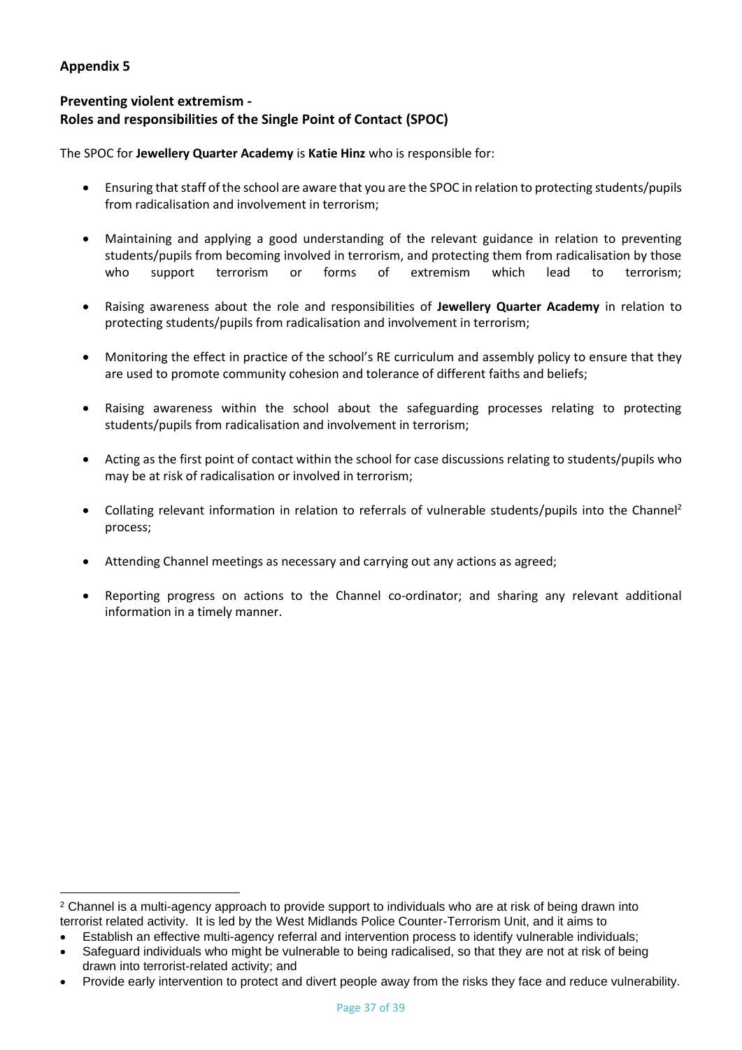## Appendix 5

### Preventing violent extremism -
### Roles and responsibilities of the Single Point of Contact (SPOC)

The SPOC for **Jewellery Quarter Academy** is **Katie Hinz** who is responsible for:

- Ensuring that staff of the school are aware that you are the SPOC in relation to protecting students/pupils from radicalisation and involvement in terrorism;

- Maintaining and applying a good understanding of the relevant guidance in relation to preventing students/pupils from becoming involved in terrorism, and protecting them from radicalisation by those who support terrorism or forms of extremism which lead to terrorism;

- Raising awareness about the role and responsibilities of **Jewellery Quarter Academy** in relation to protecting students/pupils from radicalisation and involvement in terrorism;

- Monitoring the effect in practice of the school's RE curriculum and assembly policy to ensure that they are used to promote community cohesion and tolerance of different faiths and beliefs;

- Raising awareness within the school about the safeguarding processes relating to protecting students/pupils from radicalisation and involvement in terrorism;

- Acting as the first point of contact within the school for case discussions relating to students/pupils who may be at risk of radicalisation or involved in terrorism;

- Collating relevant information in relation to referrals of vulnerable students/pupils into the Channel[2] process;

- Attending Channel meetings as necessary and carrying out any actions as agreed;

- Reporting progress on actions to the Channel co-ordinator; and sharing any relevant additional information in a timely manner.

---

[2] Channel is a multi-agency approach to provide support to individuals who are at risk of being drawn into terrorist related activity. It is led by the West Midlands Police Counter-Terrorism Unit, and it aims to

- Establish an effective multi-agency referral and intervention process to identify vulnerable individuals;
- Safeguard individuals who might be vulnerable to being radicalised, so that they are not at risk of being drawn into terrorist-related activity; and
- Provide early intervention to protect and divert people away from the risks they face and reduce vulnerability.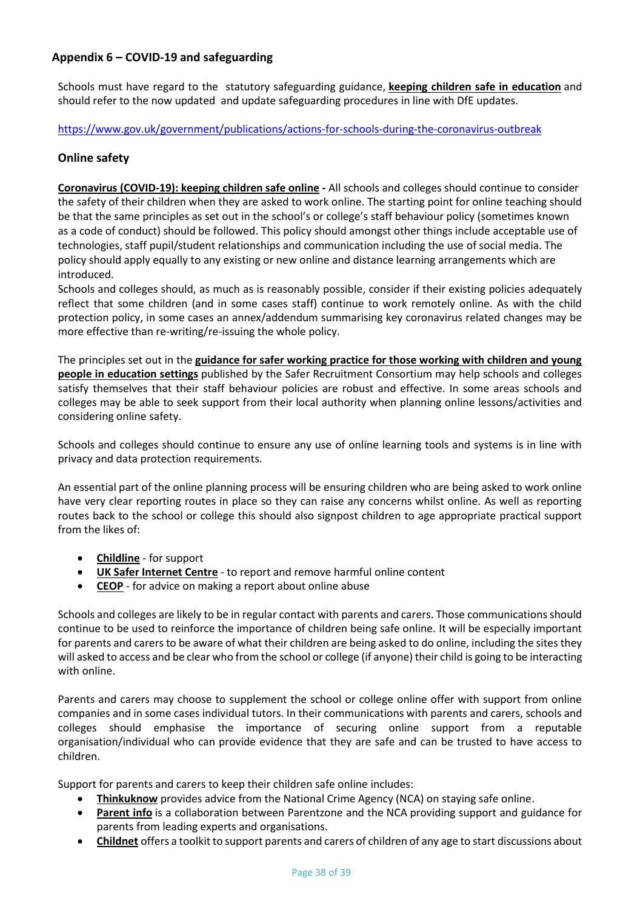## Appendix 6 – COVID-19 and safeguarding

Schools must have regard to the statutory safeguarding guidance, **keeping children safe in education** and should refer to the now updated and update safeguarding procedures in line with DfE updates.

https://www.gov.uk/government/publications/actions-for-schools-during-the-coronavirus-outbreak

### Online safety

**Coronavirus (COVID-19): keeping children safe online -** All schools and colleges should continue to consider the safety of their children when they are asked to work online. The starting point for online teaching should be that the same principles as set out in the school's or college's staff behaviour policy (sometimes known as a code of conduct) should be followed. This policy should amongst other things include acceptable use of technologies, staff pupil/student relationships and communication including the use of social media. The policy should apply equally to any existing or new online and distance learning arrangements which are introduced.
Schools and colleges should, as much as is reasonably possible, consider if their existing policies adequately reflect that some children (and in some cases staff) continue to work remotely online. As with the child protection policy, in some cases an annex/addendum summarising key coronavirus related changes may be more effective than re-writing/re-issuing the whole policy.

The principles set out in the **guidance for safer working practice for those working with children and young people in education settings** published by the Safer Recruitment Consortium may help schools and colleges satisfy themselves that their staff behaviour policies are robust and effective. In some areas schools and colleges may be able to seek support from their local authority when planning online lessons/activities and considering online safety.

Schools and colleges should continue to ensure any use of online learning tools and systems is in line with privacy and data protection requirements.

An essential part of the online planning process will be ensuring children who are being asked to work online have very clear reporting routes in place so they can raise any concerns whilst online. As well as reporting routes back to the school or college this should also signpost children to age appropriate practical support from the likes of:

- **Childline** - for support
- **UK Safer Internet Centre** - to report and remove harmful online content
- **CEOP** - for advice on making a report about online abuse

Schools and colleges are likely to be in regular contact with parents and carers. Those communications should continue to be used to reinforce the importance of children being safe online. It will be especially important for parents and carers to be aware of what their children are being asked to do online, including the sites they will asked to access and be clear who from the school or college (if anyone) their child is going to be interacting with online.

Parents and carers may choose to supplement the school or college online offer with support from online companies and in some cases individual tutors. In their communications with parents and carers, schools and colleges should emphasise the importance of securing online support from a reputable organisation/individual who can provide evidence that they are safe and can be trusted to have access to children.

Support for parents and carers to keep their children safe online includes:

- **Thinkuknow** provides advice from the National Crime Agency (NCA) on staying safe online.
- **Parent info** is a collaboration between Parentzone and the NCA providing support and guidance for parents from leading experts and organisations.
- **Childnet** offers a toolkit to support parents and carers of children of any age to start discussions about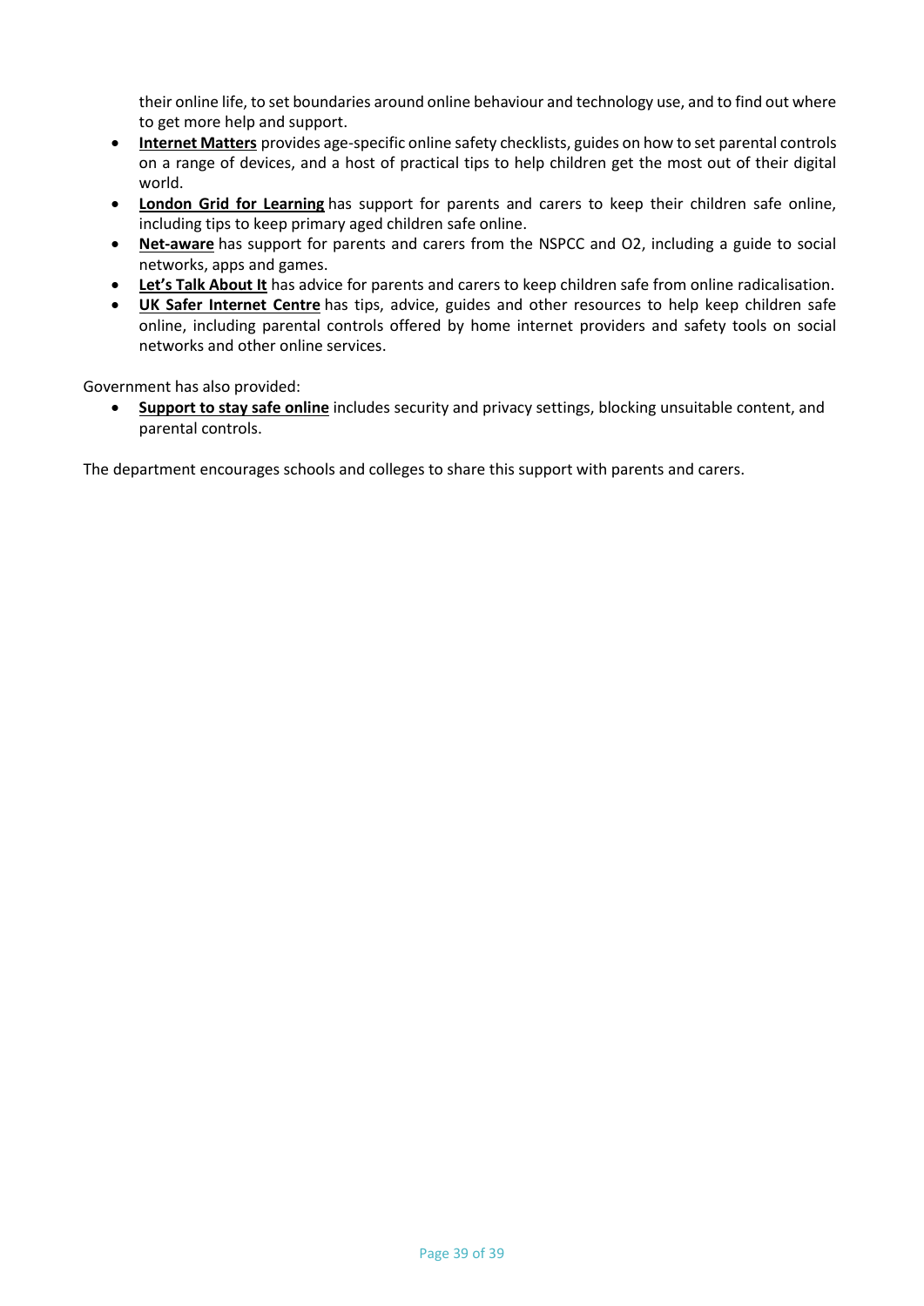their online life, to set boundaries around online behaviour and technology use, and to find out where to get more help and support.

- **Internet Matters** provides age-specific online safety checklists, guides on how to set parental controls on a range of devices, and a host of practical tips to help children get the most out of their digital world.
- **London Grid for Learning** has support for parents and carers to keep their children safe online, including tips to keep primary aged children safe online.
- **Net-aware** has support for parents and carers from the NSPCC and O2, including a guide to social networks, apps and games.
- **Let's Talk About It** has advice for parents and carers to keep children safe from online radicalisation.
- **UK Safer Internet Centre** has tips, advice, guides and other resources to help keep children safe online, including parental controls offered by home internet providers and safety tools on social networks and other online services.

Government has also provided:

- **Support to stay safe online** includes security and privacy settings, blocking unsuitable content, and parental controls.

The department encourages schools and colleges to share this support with parents and carers.